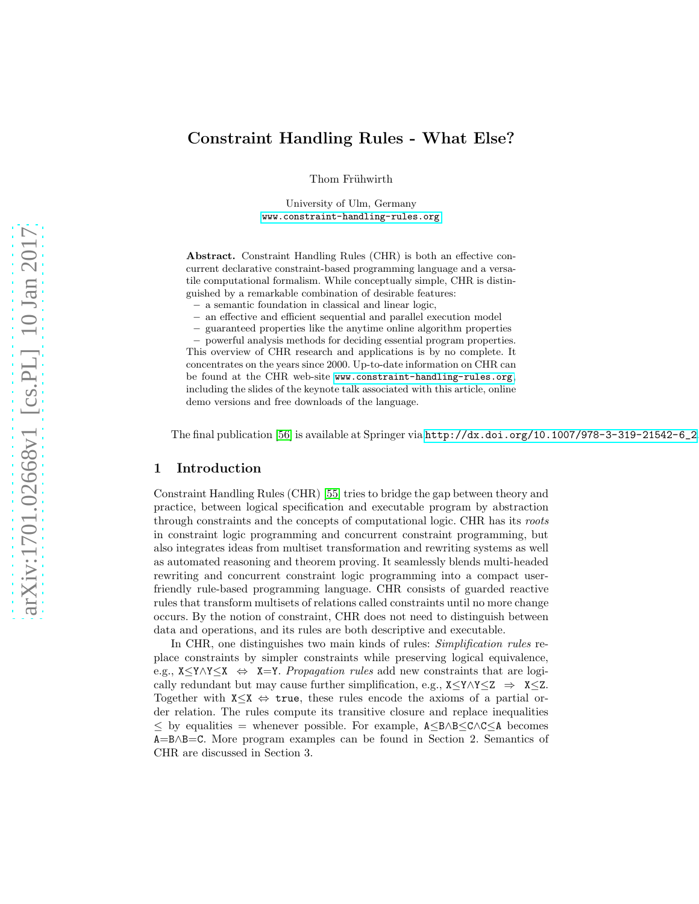# Constraint Handling Rules - What Else?

Thom Frühwirth

University of Ulm, Germany
www.constraint-handling-rules.org

**Abstract.** Constraint Handling Rules (CHR) is both an effective concurrent declarative constraint-based programming language and a versatile computational formalism. While conceptually simple, CHR is distinguished by a remarkable combination of desirable features:

- a semantic foundation in classical and linear logic,
- an effective and efficient sequential and parallel execution model
- guaranteed properties like the anytime online algorithm properties
- powerful analysis methods for deciding essential program properties.

This overview of CHR research and applications is by no complete. It concentrates on the years since 2000. Up-to-date information on CHR can be found at the CHR web-site www.constraint-handling-rules.org, including the slides of the keynote talk associated with this article, online demo versions and free downloads of the language.

The final publication [56] is available at Springer via http://dx.doi.org/10.1007/978-3-319-21542-6_2

## 1 Introduction

Constraint Handling Rules (CHR) [55] tries to bridge the gap between theory and practice, between logical specification and executable program by abstraction through constraints and the concepts of computational logic. CHR has its *roots* in constraint logic programming and concurrent constraint programming, but also integrates ideas from multiset transformation and rewriting systems as well as automated reasoning and theorem proving. It seamlessly blends multi-headed rewriting and concurrent constraint logic programming into a compact user-friendly rule-based programming language. CHR consists of guarded reactive rules that transform multisets of relations called constraints until no more change occurs. By the notion of constraint, CHR does not need to distinguish between data and operations, and its rules are both descriptive and executable.

In CHR, one distinguishes two main kinds of rules: *Simplification rules* replace constraints by simpler constraints while preserving logical equivalence, e.g., X≤Y∧Y≤X ⇔ X=Y. *Propagation rules* add new constraints that are logically redundant but may cause further simplification, e.g., X≤Y∧Y≤Z ⇒ X≤Z. Together with X≤X ⇔ true, these rules encode the axioms of a partial order relation. The rules compute its transitive closure and replace inequalities ≤ by equalities = whenever possible. For example, A≤B∧B≤C∧C≤A becomes A=B∧B=C. More program examples can be found in Section 2. Semantics of CHR are discussed in Section 3.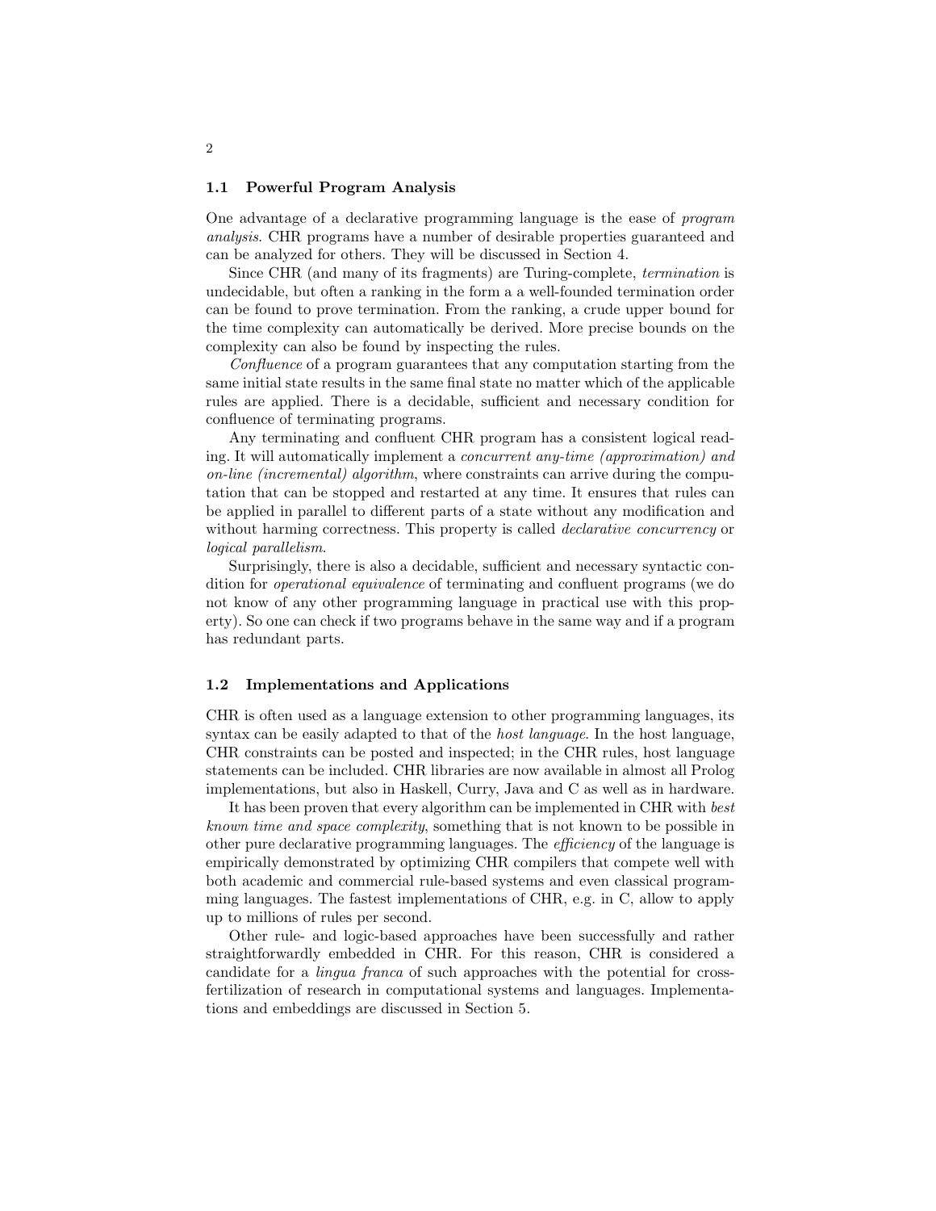### 1.1 Powerful Program Analysis

One advantage of a declarative programming language is the ease of *program analysis*. CHR programs have a number of desirable properties guaranteed and can be analyzed for others. They will be discussed in Section 4.

Since CHR (and many of its fragments) are Turing-complete, *termination* is undecidable, but often a ranking in the form a a well-founded termination order can be found to prove termination. From the ranking, a crude upper bound for the time complexity can automatically be derived. More precise bounds on the complexity can also be found by inspecting the rules.

*Confluence* of a program guarantees that any computation starting from the same initial state results in the same final state no matter which of the applicable rules are applied. There is a decidable, sufficient and necessary condition for confluence of terminating programs.

Any terminating and confluent CHR program has a consistent logical reading. It will automatically implement a *concurrent any-time (approximation) and on-line (incremental) algorithm*, where constraints can arrive during the computation that can be stopped and restarted at any time. It ensures that rules can be applied in parallel to different parts of a state without any modification and without harming correctness. This property is called *declarative concurrency* or *logical parallelism*.

Surprisingly, there is also a decidable, sufficient and necessary syntactic condition for *operational equivalence* of terminating and confluent programs (we do not know of any other programming language in practical use with this property). So one can check if two programs behave in the same way and if a program has redundant parts.

### 1.2 Implementations and Applications

CHR is often used as a language extension to other programming languages, its syntax can be easily adapted to that of the *host language*. In the host language, CHR constraints can be posted and inspected; in the CHR rules, host language statements can be included. CHR libraries are now available in almost all Prolog implementations, but also in Haskell, Curry, Java and C as well as in hardware.

It has been proven that every algorithm can be implemented in CHR with *best known time and space complexity*, something that is not known to be possible in other pure declarative programming languages. The *efficiency* of the language is empirically demonstrated by optimizing CHR compilers that compete well with both academic and commercial rule-based systems and even classical programming languages. The fastest implementations of CHR, e.g. in C, allow to apply up to millions of rules per second.

Other rule- and logic-based approaches have been successfully and rather straightforwardly embedded in CHR. For this reason, CHR is considered a candidate for a *lingua franca* of such approaches with the potential for cross-fertilization of research in computational systems and languages. Implementations and embeddings are discussed in Section 5.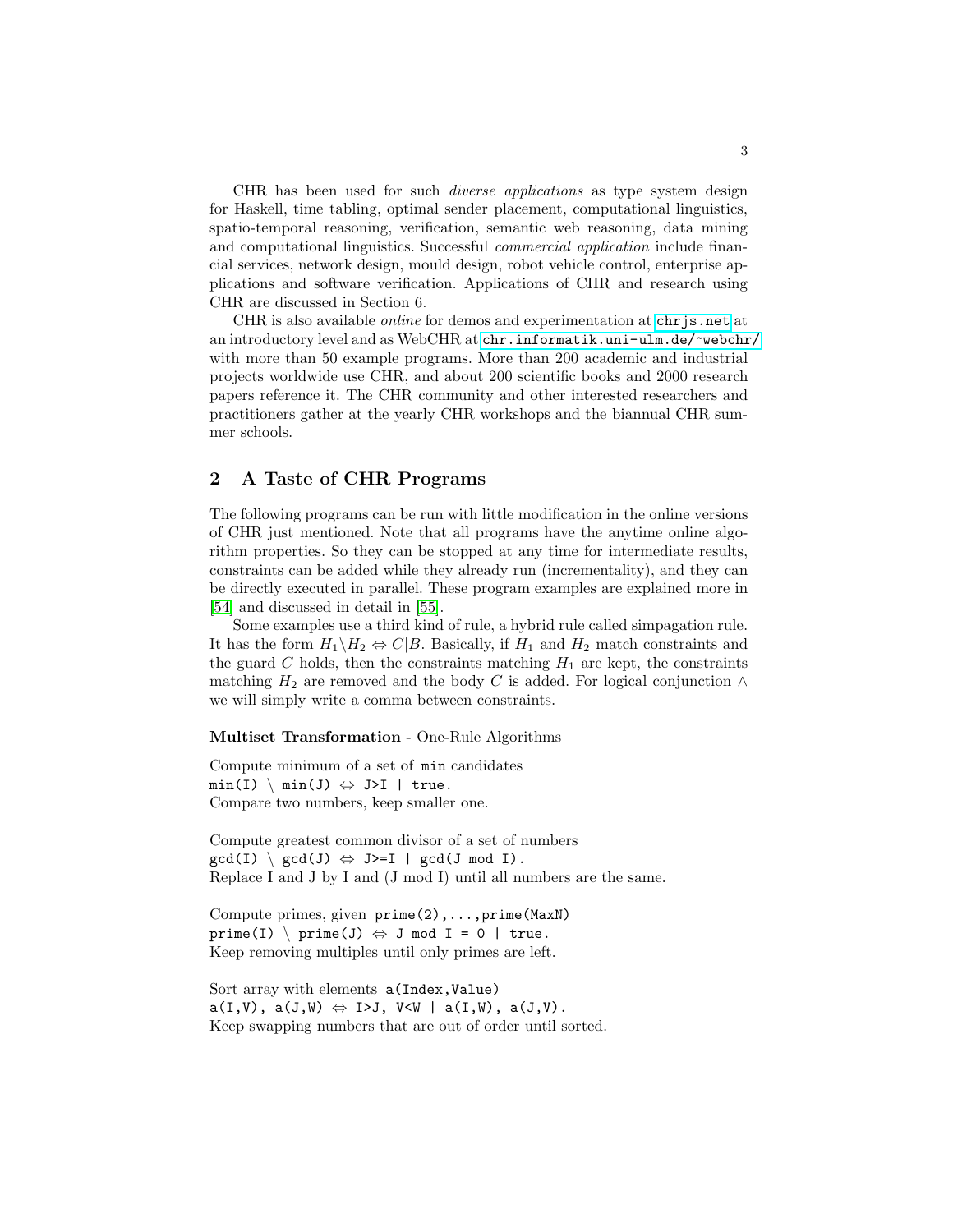CHR has been used for such *diverse applications* as type system design for Haskell, time tabling, optimal sender placement, computational linguistics, spatio-temporal reasoning, verification, semantic web reasoning, data mining and computational linguistics. Successful *commercial application* include financial services, network design, mould design, robot vehicle control, enterprise applications and software verification. Applications of CHR and research using CHR are discussed in Section 6.

CHR is also available *online* for demos and experimentation at `chrjs.net` at an introductory level and as WebCHR at `chr.informatik.uni-ulm.de/~webchr/` with more than 50 example programs. More than 200 academic and industrial projects worldwide use CHR, and about 200 scientific books and 2000 research papers reference it. The CHR community and other interested researchers and practitioners gather at the yearly CHR workshops and the biannual CHR summer schools.

## 2 A Taste of CHR Programs

The following programs can be run with little modification in the online versions of CHR just mentioned. Note that all programs have the anytime online algorithm properties. So they can be stopped at any time for intermediate results, constraints can be added while they already run (incrementality), and they can be directly executed in parallel. These program examples are explained more in [54] and discussed in detail in [55].

Some examples use a third kind of rule, a hybrid rule called simpagation rule. It has the form $H_1 \backslash H_2 \Leftrightarrow C|B$. Basically, if $H_1$ and $H_2$ match constraints and the guard $C$ holds, then the constraints matching $H_1$ are kept, the constraints matching $H_2$ are removed and the body $C$ is added. For logical conjunction $\wedge$ we will simply write a comma between constraints.

**Multiset Transformation** - One-Rule Algorithms

Compute minimum of a set of `min` candidates
```
min(I) \ min(J) ⇔ J>I | true.
```
Compare two numbers, keep smaller one.

Compute greatest common divisor of a set of numbers
```
gcd(I) \ gcd(J) ⇔ J>=I | gcd(J mod I).
```
Replace I and J by I and (J mod I) until all numbers are the same.

Compute primes, given `prime(2),...,prime(MaxN)`
```
prime(I) \ prime(J) ⇔ J mod I = 0 | true.
```
Keep removing multiples until only primes are left.

Sort array with elements `a(Index,Value)`
```
a(I,V), a(J,W) ⇔ I>J, V<W | a(I,W), a(J,V).
```
Keep swapping numbers that are out of order until sorted.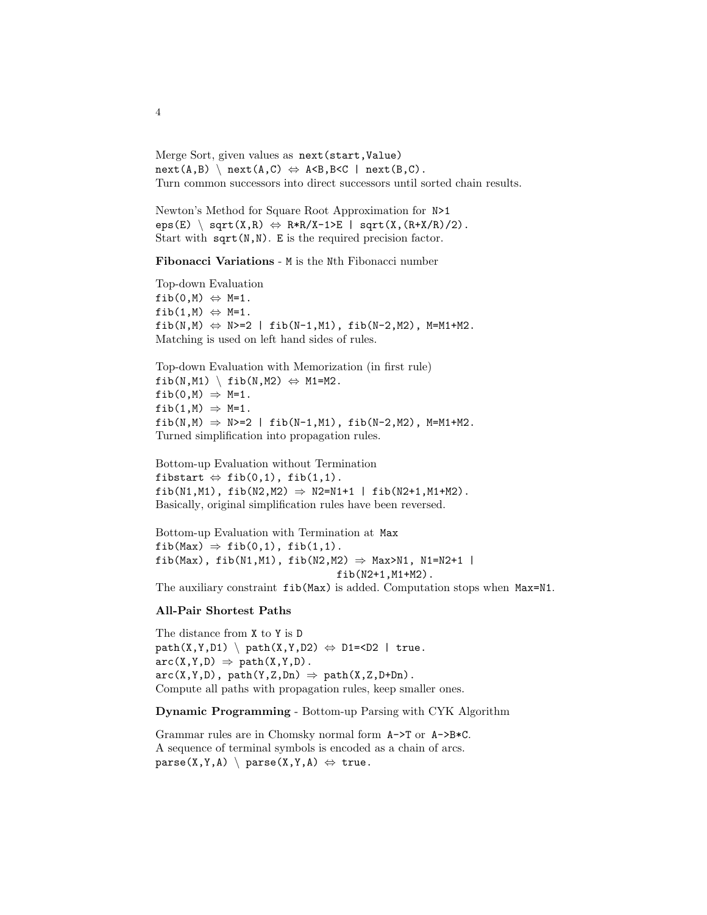Merge Sort, given values as `next(start,Value)`

```
next(A,B) \ next(A,C) ⇔ A<B,B<C | next(B,C).
```

Turn common successors into direct successors until sorted chain results.

Newton's Method for Square Root Approximation for `N>1`

```
eps(E) \ sqrt(X,R) ⇔ R*R/X-1>E | sqrt(X,(R+X/R)/2).
```

Start with `sqrt(N,N)`. `E` is the required precision factor.

**Fibonacci Variations** - `M` is the `N`th Fibonacci number

Top-down Evaluation

```
fib(0,M) ⇔ M=1.
fib(1,M) ⇔ M=1.
fib(N,M) ⇔ N>=2 | fib(N-1,M1), fib(N-2,M2), M=M1+M2.
```

Matching is used on left hand sides of rules.

Top-down Evaluation with Memorization (in first rule)

```
fib(N,M1) \ fib(N,M2) ⇔ M1=M2.
fib(0,M) ⇒ M=1.
fib(1,M) ⇒ M=1.
fib(N,M) ⇒ N>=2 | fib(N-1,M1), fib(N-2,M2), M=M1+M2.
```

Turned simplification into propagation rules.

Bottom-up Evaluation without Termination

```
fibstart ⇔ fib(0,1), fib(1,1).
fib(N1,M1), fib(N2,M2) ⇒ N2=N1+1 | fib(N2+1,M1+M2).
```

Basically, original simplification rules have been reversed.

Bottom-up Evaluation with Termination at `Max`

```
fib(Max) ⇒ fib(0,1), fib(1,1).
fib(Max), fib(N1,M1), fib(N2,M2) ⇒ Max>N1, N1=N2+1 |
                                   fib(N2+1,M1+M2).
```

The auxiliary constraint `fib(Max)` is added. Computation stops when `Max=N1`.

**All-Pair Shortest Paths**

The distance from `X` to `Y` is `D`

```
path(X,Y,D1) \ path(X,Y,D2) ⇔ D1=<D2 | true.
arc(X,Y,D) ⇒ path(X,Y,D).
arc(X,Y,D), path(Y,Z,Dn) ⇒ path(X,Z,D+Dn).
```

Compute all paths with propagation rules, keep smaller ones.

**Dynamic Programming** - Bottom-up Parsing with CYK Algorithm

Grammar rules are in Chomsky normal form `A->T` or `A->B*C`.
A sequence of terminal symbols is encoded as a chain of arcs.

```
parse(X,Y,A) \ parse(X,Y,A) ⇔ true.
```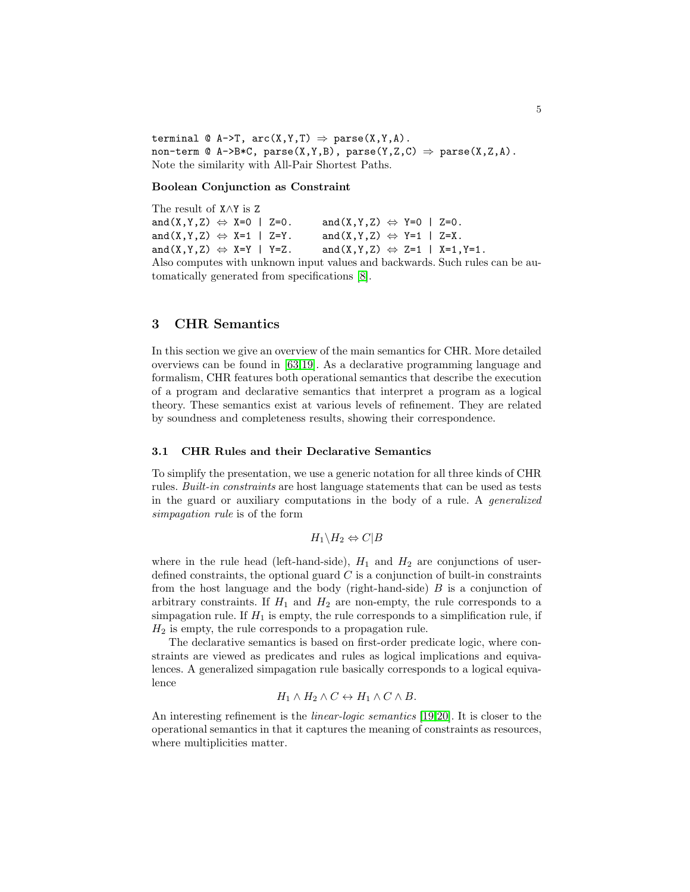```
terminal @ A->T, arc(X,Y,T) ⇒ parse(X,Y,A).
non-term @ A->B*C, parse(X,Y,B), parse(Y,Z,C) ⇒ parse(X,Z,A).
```

Note the similarity with All-Pair Shortest Paths.

**Boolean Conjunction as Constraint**

The result of X∧Y is Z

```
and(X,Y,Z) ⇔ X=0 | Z=0.      and(X,Y,Z) ⇔ Y=0 | Z=0.
and(X,Y,Z) ⇔ X=1 | Z=Y.      and(X,Y,Z) ⇔ Y=1 | Z=X.
and(X,Y,Z) ⇔ X=Y | Y=Z.      and(X,Y,Z) ⇔ Z=1 | X=1,Y=1.
```

Also computes with unknown input values and backwards. Such rules can be automatically generated from specifications [8].

## 3 CHR Semantics

In this section we give an overview of the main semantics for CHR. More detailed overviews can be found in [63,19]. As a declarative programming language and formalism, CHR features both operational semantics that describe the execution of a program and declarative semantics that interpret a program as a logical theory. These semantics exist at various levels of refinement. They are related by soundness and completeness results, showing their correspondence.

### 3.1 CHR Rules and their Declarative Semantics

To simplify the presentation, we use a generic notation for all three kinds of CHR rules. *Built-in constraints* are host language statements that can be used as tests in the guard or auxiliary computations in the body of a rule. A *generalized simpagation rule* is of the form

$$H_1 \backslash H_2 \Leftrightarrow C | B$$

where in the rule head (left-hand-side), $H_1$ and $H_2$ are conjunctions of user-defined constraints, the optional guard $C$ is a conjunction of built-in constraints from the host language and the body (right-hand-side) $B$ is a conjunction of arbitrary constraints. If $H_1$ and $H_2$ are non-empty, the rule corresponds to a simpagation rule. If $H_1$ is empty, the rule corresponds to a simplification rule, if $H_2$ is empty, the rule corresponds to a propagation rule.

The declarative semantics is based on first-order predicate logic, where constraints are viewed as predicates and rules as logical implications and equivalences. A generalized simpagation rule basically corresponds to a logical equivalence

$$H_1 \wedge H_2 \wedge C \leftrightarrow H_1 \wedge C \wedge B.$$

An interesting refinement is the *linear-logic semantics* [19,20]. It is closer to the operational semantics in that it captures the meaning of constraints as resources, where multiplicities matter.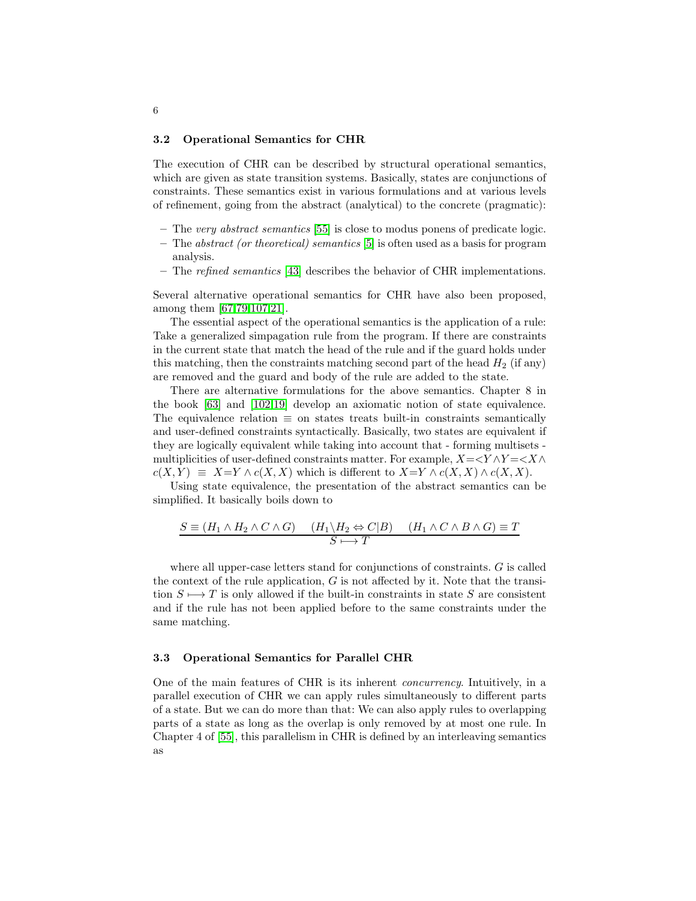### 3.2 Operational Semantics for CHR

The execution of CHR can be described by structural operational semantics, which are given as state transition systems. Basically, states are conjunctions of constraints. These semantics exist in various formulations and at various levels of refinement, going from the abstract (analytical) to the concrete (pragmatic):

- The *very abstract semantics* [55] is close to modus ponens of predicate logic.
- The *abstract (or theoretical) semantics* [5] is often used as a basis for program analysis.
- The *refined semantics* [43] describes the behavior of CHR implementations.

Several alternative operational semantics for CHR have also been proposed, among them [67,79,107,21].

The essential aspect of the operational semantics is the application of a rule: Take a generalized simpagation rule from the program. If there are constraints in the current state that match the head of the rule and if the guard holds under this matching, then the constraints matching second part of the head $H_2$ (if any) are removed and the guard and body of the rule are added to the state.

There are alternative formulations for the above semantics. Chapter 8 in the book [63] and [102,19] develop an axiomatic notion of state equivalence. The equivalence relation $\equiv$ on states treats built-in constraints semantically and user-defined constraints syntactically. Basically, two states are equivalent if they are logically equivalent while taking into account that - forming multisets - multiplicities of user-defined constraints matter. For example, $X{=<}Y \wedge Y{=<}X \wedge c(X,Y) \;\equiv\; X{=}Y \wedge c(X,X)$ which is different to $X{=}Y \wedge c(X,X) \wedge c(X,X)$.

Using state equivalence, the presentation of the abstract semantics can be simplified. It basically boils down to

$$\frac{S \equiv (H_1 \wedge H_2 \wedge C \wedge G) \quad (H_1 \backslash H_2 \Leftrightarrow C|B) \quad (H_1 \wedge C \wedge B \wedge G) \equiv T}{S \longmapsto T}$$

where all upper-case letters stand for conjunctions of constraints. $G$ is called the context of the rule application, $G$ is not affected by it. Note that the transition $S \longmapsto T$ is only allowed if the built-in constraints in state $S$ are consistent and if the rule has not been applied before to the same constraints under the same matching.

### 3.3 Operational Semantics for Parallel CHR

One of the main features of CHR is its inherent *concurrency*. Intuitively, in a parallel execution of CHR we can apply rules simultaneously to different parts of a state. But we can do more than that: We can also apply rules to overlapping parts of a state as long as the overlap is only removed by at most one rule. In Chapter 4 of [55], this parallelism in CHR is defined by an interleaving semantics as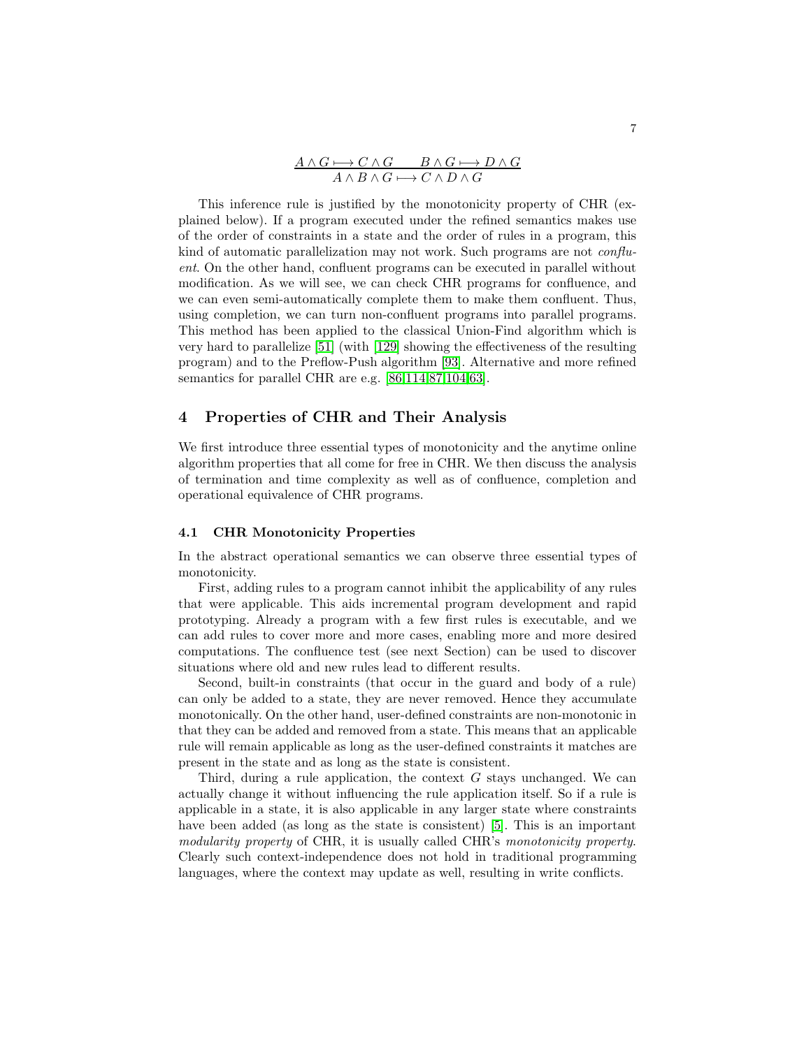$$\frac{A \wedge G \longmapsto C \wedge G \qquad B \wedge G \longmapsto D \wedge G}{A \wedge B \wedge G \longmapsto C \wedge D \wedge G}$$

This inference rule is justified by the monotonicity property of CHR (explained below). If a program executed under the refined semantics makes use of the order of constraints in a state and the order of rules in a program, this kind of automatic parallelization may not work. Such programs are not *confluent*. On the other hand, confluent programs can be executed in parallel without modification. As we will see, we can check CHR programs for confluence, and we can even semi-automatically complete them to make them confluent. Thus, using completion, we can turn non-confluent programs into parallel programs. This method has been applied to the classical Union-Find algorithm which is very hard to parallelize [51] (with [129] showing the effectiveness of the resulting program) and to the Preflow-Push algorithm [93]. Alternative and more refined semantics for parallel CHR are e.g. [86,114,87,104,63].

## 4 Properties of CHR and Their Analysis

We first introduce three essential types of monotonicity and the anytime online algorithm properties that all come for free in CHR. We then discuss the analysis of termination and time complexity as well as of confluence, completion and operational equivalence of CHR programs.

### 4.1 CHR Monotonicity Properties

In the abstract operational semantics we can observe three essential types of monotonicity.

First, adding rules to a program cannot inhibit the applicability of any rules that were applicable. This aids incremental program development and rapid prototyping. Already a program with a few first rules is executable, and we can add rules to cover more and more cases, enabling more and more desired computations. The confluence test (see next Section) can be used to discover situations where old and new rules lead to different results.

Second, built-in constraints (that occur in the guard and body of a rule) can only be added to a state, they are never removed. Hence they accumulate monotonically. On the other hand, user-defined constraints are non-monotonic in that they can be added and removed from a state. This means that an applicable rule will remain applicable as long as the user-defined constraints it matches are present in the state and as long as the state is consistent.

Third, during a rule application, the context $G$ stays unchanged. We can actually change it without influencing the rule application itself. So if a rule is applicable in a state, it is also applicable in any larger state where constraints have been added (as long as the state is consistent) [5]. This is an important *modularity property* of CHR, it is usually called CHR's *monotonicity property*. Clearly such context-independence does not hold in traditional programming languages, where the context may update as well, resulting in write conflicts.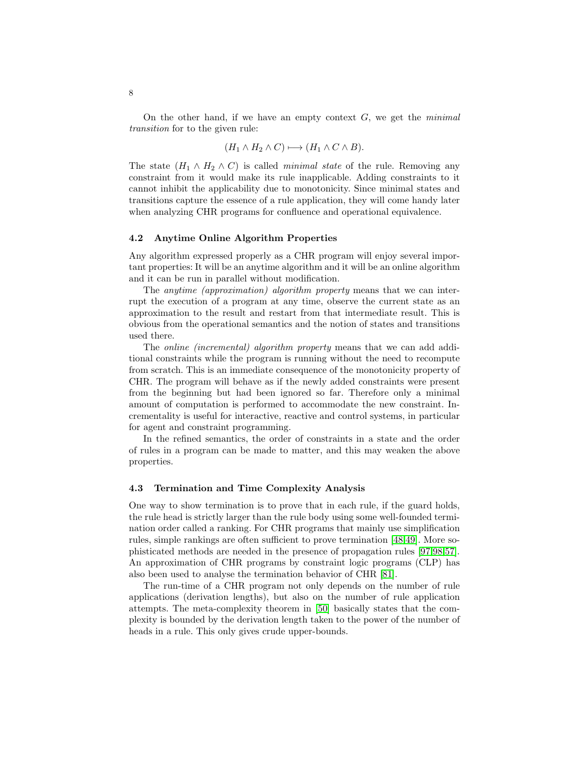On the other hand, if we have an empty context $G$, we get the *minimal transition* for to the given rule:

$$(H_1 \wedge H_2 \wedge C) \longmapsto (H_1 \wedge C \wedge B).$$

The state $(H_1 \wedge H_2 \wedge C)$ is called *minimal state* of the rule. Removing any constraint from it would make its rule inapplicable. Adding constraints to it cannot inhibit the applicability due to monotonicity. Since minimal states and transitions capture the essence of a rule application, they will come handy later when analyzing CHR programs for confluence and operational equivalence.

### 4.2 Anytime Online Algorithm Properties

Any algorithm expressed properly as a CHR program will enjoy several important properties: It will be an anytime algorithm and it will be an online algorithm and it can be run in parallel without modification.

The *anytime (approximation) algorithm property* means that we can interrupt the execution of a program at any time, observe the current state as an approximation to the result and restart from that intermediate result. This is obvious from the operational semantics and the notion of states and transitions used there.

The *online (incremental) algorithm property* means that we can add additional constraints while the program is running without the need to recompute from scratch. This is an immediate consequence of the monotonicity property of CHR. The program will behave as if the newly added constraints were present from the beginning but had been ignored so far. Therefore only a minimal amount of computation is performed to accommodate the new constraint. Incrementality is useful for interactive, reactive and control systems, in particular for agent and constraint programming.

In the refined semantics, the order of constraints in a state and the order of rules in a program can be made to matter, and this may weaken the above properties.

### 4.3 Termination and Time Complexity Analysis

One way to show termination is to prove that in each rule, if the guard holds, the rule head is strictly larger than the rule body using some well-founded termination order called a ranking. For CHR programs that mainly use simplification rules, simple rankings are often sufficient to prove termination [48,49]. More sophisticated methods are needed in the presence of propagation rules [97,98,57]. An approximation of CHR programs by constraint logic programs (CLP) has also been used to analyse the termination behavior of CHR [81].

The run-time of a CHR program not only depends on the number of rule applications (derivation lengths), but also on the number of rule application attempts. The meta-complexity theorem in [50] basically states that the complexity is bounded by the derivation length taken to the power of the number of heads in a rule. This only gives crude upper-bounds.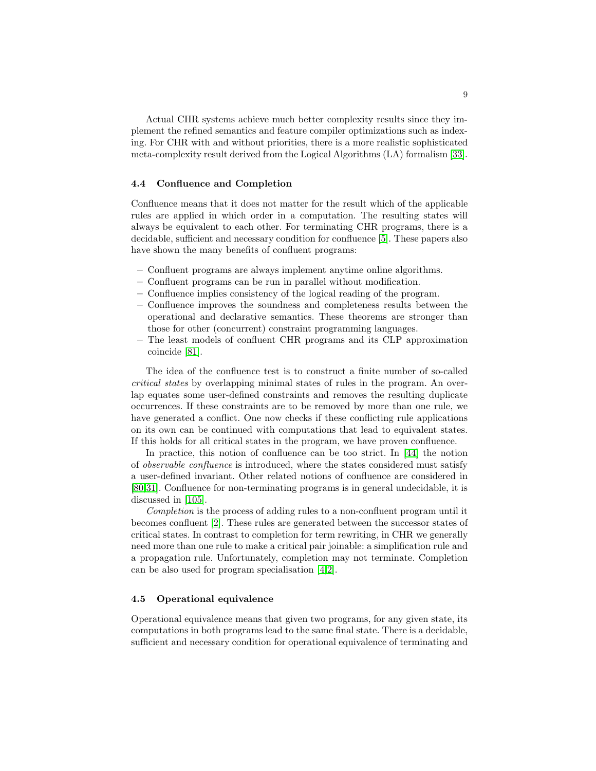Actual CHR systems achieve much better complexity results since they implement the refined semantics and feature compiler optimizations such as indexing. For CHR with and without priorities, there is a more realistic sophisticated meta-complexity result derived from the Logical Algorithms (LA) formalism [33].

### 4.4 Confluence and Completion

Confluence means that it does not matter for the result which of the applicable rules are applied in which order in a computation. The resulting states will always be equivalent to each other. For terminating CHR programs, there is a decidable, sufficient and necessary condition for confluence [5]. These papers also have shown the many benefits of confluent programs:

- Confluent programs are always implement anytime online algorithms.
- Confluent programs can be run in parallel without modification.
- Confluence implies consistency of the logical reading of the program.
- Confluence improves the soundness and completeness results between the operational and declarative semantics. These theorems are stronger than those for other (concurrent) constraint programming languages.
- The least models of confluent CHR programs and its CLP approximation coincide [81].

The idea of the confluence test is to construct a finite number of so-called *critical states* by overlapping minimal states of rules in the program. An overlap equates some user-defined constraints and removes the resulting duplicate occurrences. If these constraints are to be removed by more than one rule, we have generated a conflict. One now checks if these conflicting rule applications on its own can be continued with computations that lead to equivalent states. If this holds for all critical states in the program, we have proven confluence.

In practice, this notion of confluence can be too strict. In [44] the notion of *observable confluence* is introduced, where the states considered must satisfy a user-defined invariant. Other related notions of confluence are considered in [80,31]. Confluence for non-terminating programs is in general undecidable, it is discussed in [105].

*Completion* is the process of adding rules to a non-confluent program until it becomes confluent [2]. These rules are generated between the successor states of critical states. In contrast to completion for term rewriting, in CHR we generally need more than one rule to make a critical pair joinable: a simplification rule and a propagation rule. Unfortunately, completion may not terminate. Completion can be also used for program specialisation [4,2].

### 4.5 Operational equivalence

Operational equivalence means that given two programs, for any given state, its computations in both programs lead to the same final state. There is a decidable, sufficient and necessary condition for operational equivalence of terminating and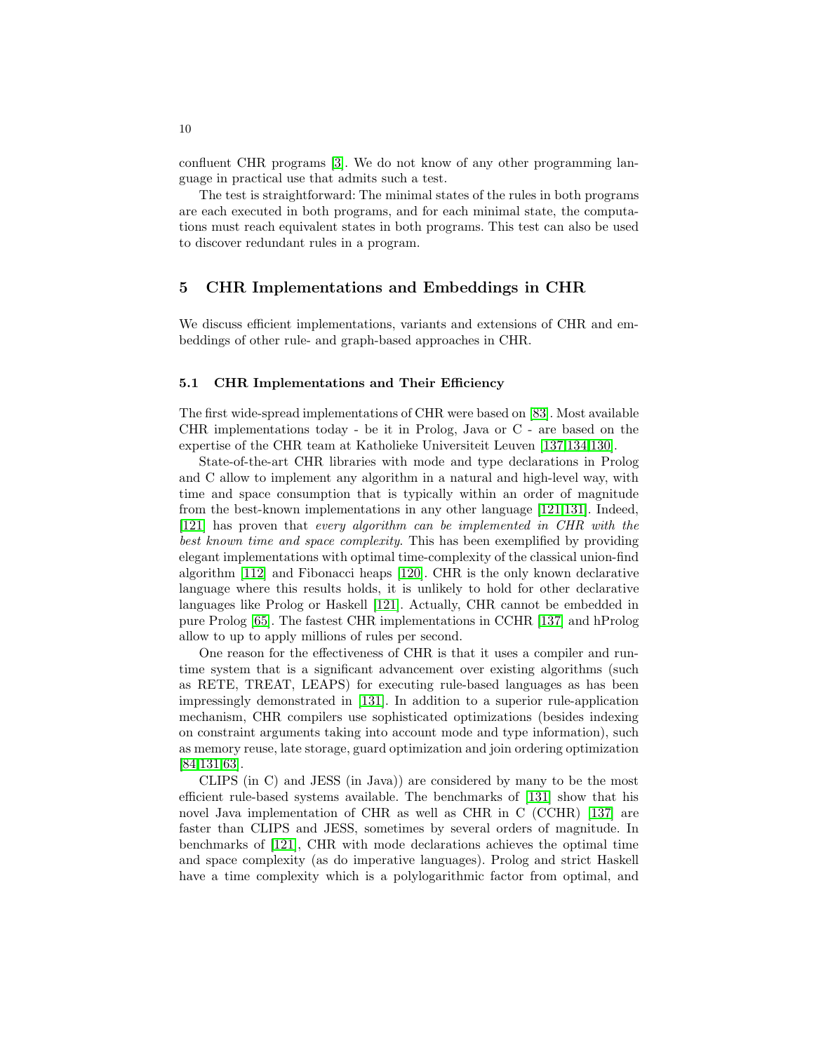confluent CHR programs [3]. We do not know of any other programming language in practical use that admits such a test.

The test is straightforward: The minimal states of the rules in both programs are each executed in both programs, and for each minimal state, the computations must reach equivalent states in both programs. This test can also be used to discover redundant rules in a program.

## 5 CHR Implementations and Embeddings in CHR

We discuss efficient implementations, variants and extensions of CHR and embeddings of other rule- and graph-based approaches in CHR.

### 5.1 CHR Implementations and Their Efficiency

The first wide-spread implementations of CHR were based on [83]. Most available CHR implementations today - be it in Prolog, Java or C - are based on the expertise of the CHR team at Katholieke Universiteit Leuven [137,134,130].

State-of-the-art CHR libraries with mode and type declarations in Prolog and C allow to implement any algorithm in a natural and high-level way, with time and space consumption that is typically within an order of magnitude from the best-known implementations in any other language [121,131]. Indeed, [121] has proven that *every algorithm can be implemented in CHR with the best known time and space complexity*. This has been exemplified by providing elegant implementations with optimal time-complexity of the classical union-find algorithm [112] and Fibonacci heaps [120]. CHR is the only known declarative language where this results holds, it is unlikely to hold for other declarative languages like Prolog or Haskell [121]. Actually, CHR cannot be embedded in pure Prolog [65]. The fastest CHR implementations in CCHR [137] and hProlog allow to up to apply millions of rules per second.

One reason for the effectiveness of CHR is that it uses a compiler and runtime system that is a significant advancement over existing algorithms (such as RETE, TREAT, LEAPS) for executing rule-based languages as has been impressingly demonstrated in [131]. In addition to a superior rule-application mechanism, CHR compilers use sophisticated optimizations (besides indexing on constraint arguments taking into account mode and type information), such as memory reuse, late storage, guard optimization and join ordering optimization [84,131,63].

CLIPS (in C) and JESS (in Java)) are considered by many to be the most efficient rule-based systems available. The benchmarks of [131] show that his novel Java implementation of CHR as well as CHR in C (CCHR) [137] are faster than CLIPS and JESS, sometimes by several orders of magnitude. In benchmarks of [121], CHR with mode declarations achieves the optimal time and space complexity (as do imperative languages). Prolog and strict Haskell have a time complexity which is a polylogarithmic factor from optimal, and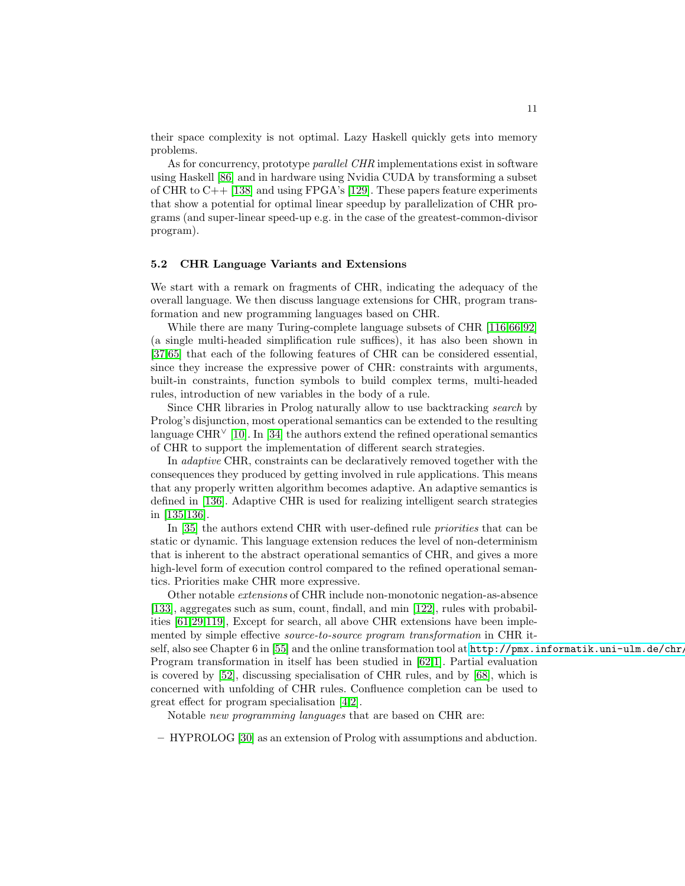their space complexity is not optimal. Lazy Haskell quickly gets into memory problems.

As for concurrency, prototype *parallel CHR* implementations exist in software using Haskell [86] and in hardware using Nvidia CUDA by transforming a subset of CHR to C++ [138] and using FPGA's [129]. These papers feature experiments that show a potential for optimal linear speedup by parallelization of CHR programs (and super-linear speed-up e.g. in the case of the greatest-common-divisor program).

### 5.2 CHR Language Variants and Extensions

We start with a remark on fragments of CHR, indicating the adequacy of the overall language. We then discuss language extensions for CHR, program transformation and new programming languages based on CHR.

While there are many Turing-complete language subsets of CHR [116,66,92] (a single multi-headed simplification rule suffices), it has also been shown in [37,65] that each of the following features of CHR can be considered essential, since they increase the expressive power of CHR: constraints with arguments, built-in constraints, function symbols to build complex terms, multi-headed rules, introduction of new variables in the body of a rule.

Since CHR libraries in Prolog naturally allow to use backtracking *search* by Prolog's disjunction, most operational semantics can be extended to the resulting language $\text{CHR}^{\vee}$ [10]. In [34] the authors extend the refined operational semantics of CHR to support the implementation of different search strategies.

In *adaptive* CHR, constraints can be declaratively removed together with the consequences they produced by getting involved in rule applications. This means that any properly written algorithm becomes adaptive. An adaptive semantics is defined in [136]. Adaptive CHR is used for realizing intelligent search strategies in [135,136].

In [35] the authors extend CHR with user-defined rule *priorities* that can be static or dynamic. This language extension reduces the level of non-determinism that is inherent to the abstract operational semantics of CHR, and gives a more high-level form of execution control compared to the refined operational semantics. Priorities make CHR more expressive.

Other notable *extensions* of CHR include non-monotonic negation-as-absence [133], aggregates such as sum, count, findall, and min [122], rules with probabilities [61,29,119], Except for search, all above CHR extensions have been implemented by simple effective *source-to-source program transformation* in CHR itself, also see Chapter 6 in [55] and the online transformation tool at http://pmx.informatik.uni-ulm.de/chr/ Program transformation in itself has been studied in [62,1]. Partial evaluation is covered by [52], discussing specialisation of CHR rules, and by [68], which is concerned with unfolding of CHR rules. Confluence completion can be used to great effect for program specialisation [4,2].

Notable *new programming languages* that are based on CHR are:

- HYPROLOG [30] as an extension of Prolog with assumptions and abduction.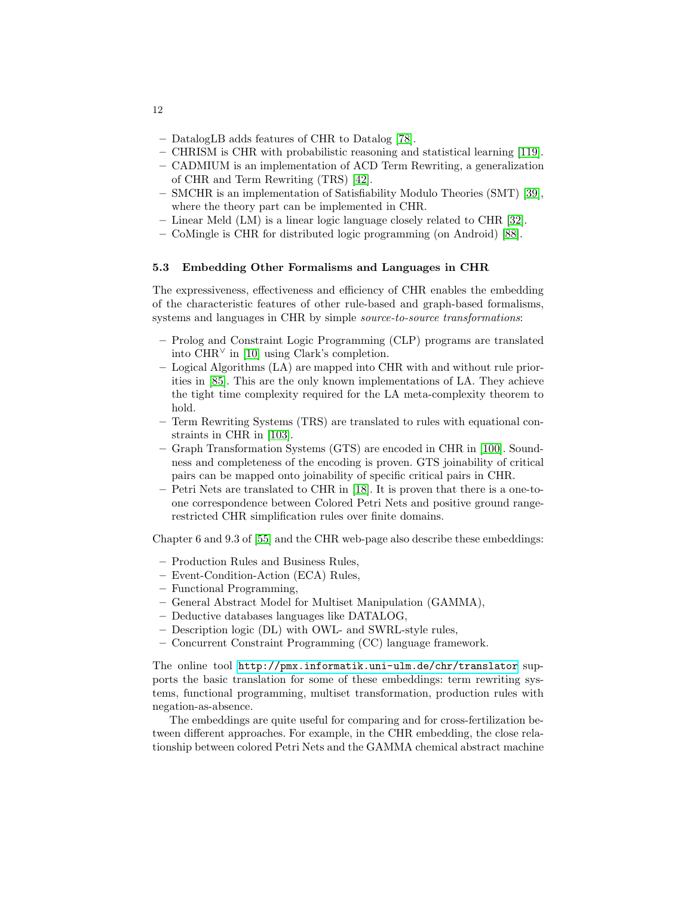- DatalogLB adds features of CHR to Datalog [78].
- CHRISM is CHR with probabilistic reasoning and statistical learning [119].
- CADMIUM is an implementation of ACD Term Rewriting, a generalization of CHR and Term Rewriting (TRS) [42].
- SMCHR is an implementation of Satisfiability Modulo Theories (SMT) [39], where the theory part can be implemented in CHR.
- Linear Meld (LM) is a linear logic language closely related to CHR [32].
- CoMingle is CHR for distributed logic programming (on Android) [88].

### 5.3 Embedding Other Formalisms and Languages in CHR

The expressiveness, effectiveness and efficiency of CHR enables the embedding of the characteristic features of other rule-based and graph-based formalisms, systems and languages in CHR by simple *source-to-source transformations*:

- Prolog and Constraint Logic Programming (CLP) programs are translated into $\text{CHR}^{\vee}$ in [10] using Clark's completion.
- Logical Algorithms (LA) are mapped into CHR with and without rule priorities in [85]. This are the only known implementations of LA. They achieve the tight time complexity required for the LA meta-complexity theorem to hold.
- Term Rewriting Systems (TRS) are translated to rules with equational constraints in CHR in [103].
- Graph Transformation Systems (GTS) are encoded in CHR in [100]. Soundness and completeness of the encoding is proven. GTS joinability of critical pairs can be mapped onto joinability of specific critical pairs in CHR.
- Petri Nets are translated to CHR in [18]. It is proven that there is a one-to-one correspondence between Colored Petri Nets and positive ground range-restricted CHR simplification rules over finite domains.

Chapter 6 and 9.3 of [55] and the CHR web-page also describe these embeddings:

- Production Rules and Business Rules,
- Event-Condition-Action (ECA) Rules,
- Functional Programming,
- General Abstract Model for Multiset Manipulation (GAMMA),
- Deductive databases languages like DATALOG,
- Description logic (DL) with OWL- and SWRL-style rules,
- Concurrent Constraint Programming (CC) language framework.

The online tool `http://pmx.informatik.uni-ulm.de/chr/translator` supports the basic translation for some of these embeddings: term rewriting systems, functional programming, multiset transformation, production rules with negation-as-absence.

The embeddings are quite useful for comparing and for cross-fertilization between different approaches. For example, in the CHR embedding, the close relationship between colored Petri Nets and the GAMMA chemical abstract machine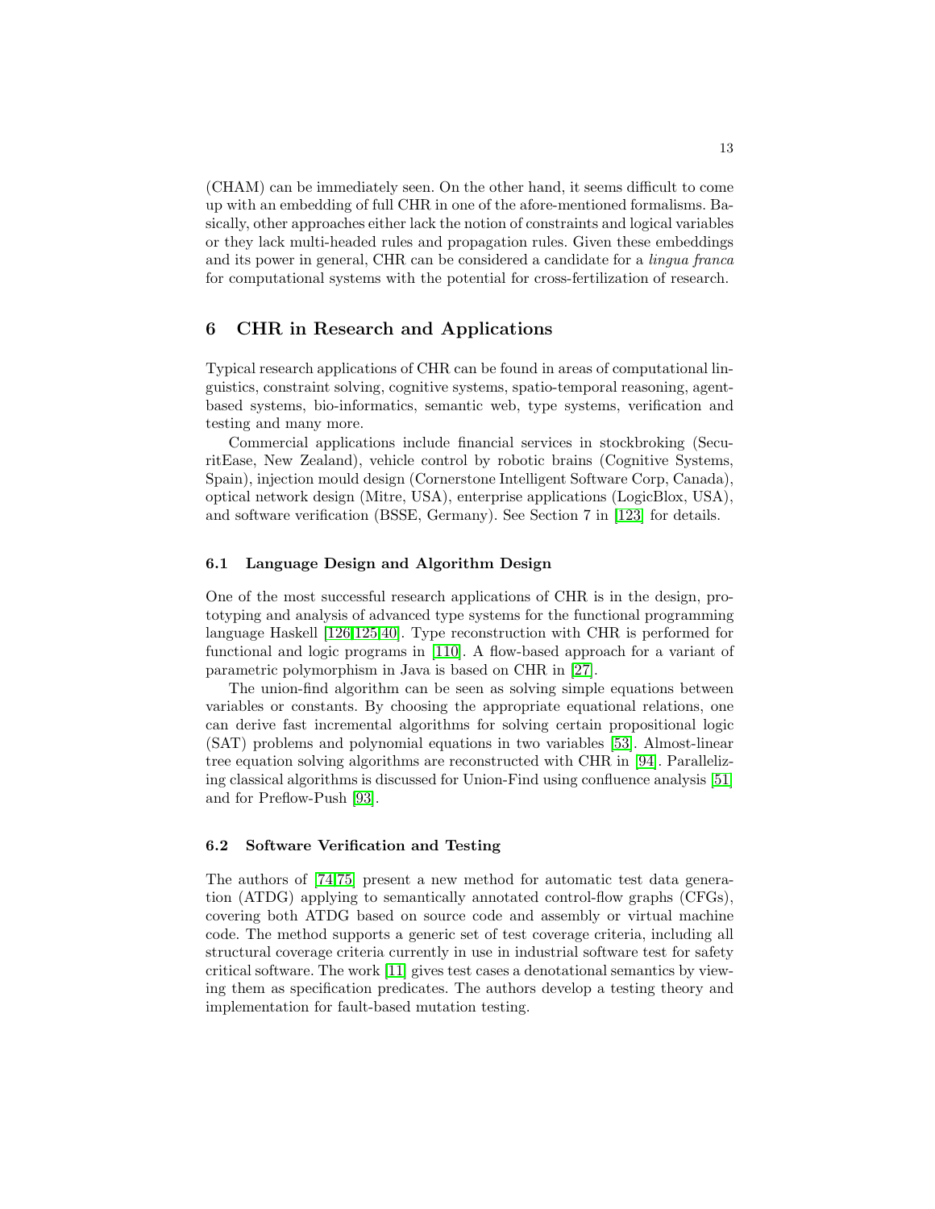(CHAM) can be immediately seen. On the other hand, it seems difficult to come up with an embedding of full CHR in one of the afore-mentioned formalisms. Basically, other approaches either lack the notion of constraints and logical variables or they lack multi-headed rules and propagation rules. Given these embeddings and its power in general, CHR can be considered a candidate for a *lingua franca* for computational systems with the potential for cross-fertilization of research.

## 6 CHR in Research and Applications

Typical research applications of CHR can be found in areas of computational linguistics, constraint solving, cognitive systems, spatio-temporal reasoning, agent-based systems, bio-informatics, semantic web, type systems, verification and testing and many more.

Commercial applications include financial services in stockbroking (SecuritEase, New Zealand), vehicle control by robotic brains (Cognitive Systems, Spain), injection mould design (Cornerstone Intelligent Software Corp, Canada), optical network design (Mitre, USA), enterprise applications (LogicBlox, USA), and software verification (BSSE, Germany). See Section 7 in [123] for details.

### 6.1 Language Design and Algorithm Design

One of the most successful research applications of CHR is in the design, prototyping and analysis of advanced type systems for the functional programming language Haskell [126,125,40]. Type reconstruction with CHR is performed for functional and logic programs in [110]. A flow-based approach for a variant of parametric polymorphism in Java is based on CHR in [27].

The union-find algorithm can be seen as solving simple equations between variables or constants. By choosing the appropriate equational relations, one can derive fast incremental algorithms for solving certain propositional logic (SAT) problems and polynomial equations in two variables [53]. Almost-linear tree equation solving algorithms are reconstructed with CHR in [94]. Parallelizing classical algorithms is discussed for Union-Find using confluence analysis [51] and for Preflow-Push [93].

### 6.2 Software Verification and Testing

The authors of [74,75] present a new method for automatic test data generation (ATDG) applying to semantically annotated control-flow graphs (CFGs), covering both ATDG based on source code and assembly or virtual machine code. The method supports a generic set of test coverage criteria, including all structural coverage criteria currently in use in industrial software test for safety critical software. The work [11] gives test cases a denotational semantics by viewing them as specification predicates. The authors develop a testing theory and implementation for fault-based mutation testing.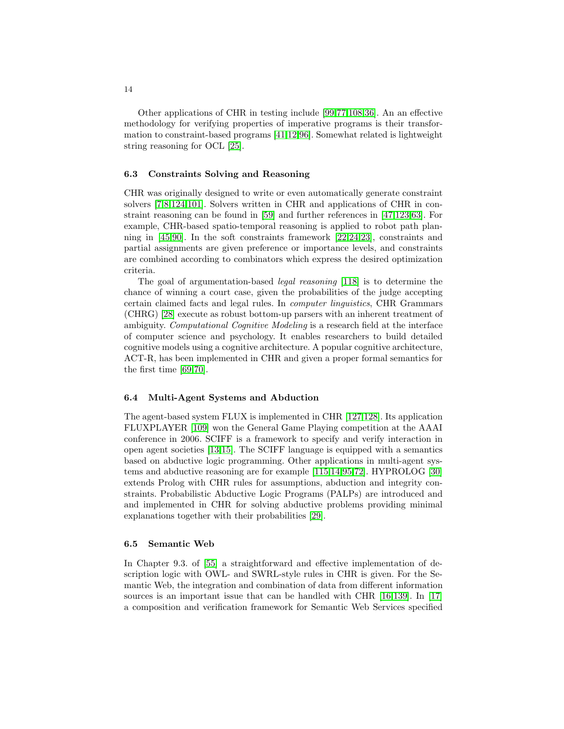Other applications of CHR in testing include [99,77,108,36]. An an effective methodology for verifying properties of imperative programs is their transformation to constraint-based programs [41,12,96]. Somewhat related is lightweight string reasoning for OCL [25].

### 6.3 Constraints Solving and Reasoning

CHR was originally designed to write or even automatically generate constraint solvers [7,8,124,101]. Solvers written in CHR and applications of CHR in constraint reasoning can be found in [59] and further references in [47,123,63]. For example, CHR-based spatio-temporal reasoning is applied to robot path planning in [45,90]. In the soft constraints framework [22,24,23], constraints and partial assignments are given preference or importance levels, and constraints are combined according to combinators which express the desired optimization criteria.

The goal of argumentation-based *legal reasoning* [118] is to determine the chance of winning a court case, given the probabilities of the judge accepting certain claimed facts and legal rules. In *computer linguistics*, CHR Grammars (CHRG) [28] execute as robust bottom-up parsers with an inherent treatment of ambiguity. *Computational Cognitive Modeling* is a research field at the interface of computer science and psychology. It enables researchers to build detailed cognitive models using a cognitive architecture. A popular cognitive architecture, ACT-R, has been implemented in CHR and given a proper formal semantics for the first time [69,70].

### 6.4 Multi-Agent Systems and Abduction

The agent-based system FLUX is implemented in CHR [127,128]. Its application FLUXPLAYER [109] won the General Game Playing competition at the AAAI conference in 2006. SCIFF is a framework to specify and verify interaction in open agent societies [13,15]. The SCIFF language is equipped with a semantics based on abductive logic programming. Other applications in multi-agent systems and abductive reasoning are for example [115,14,95,72]. HYPROLOG [30] extends Prolog with CHR rules for assumptions, abduction and integrity constraints. Probabilistic Abductive Logic Programs (PALPs) are introduced and and implemented in CHR for solving abductive problems providing minimal explanations together with their probabilities [29].

### 6.5 Semantic Web

In Chapter 9.3. of [55] a straightforward and effective implementation of description logic with OWL- and SWRL-style rules in CHR is given. For the Semantic Web, the integration and combination of data from different information sources is an important issue that can be handled with CHR [16,139]. In [17] a composition and verification framework for Semantic Web Services specified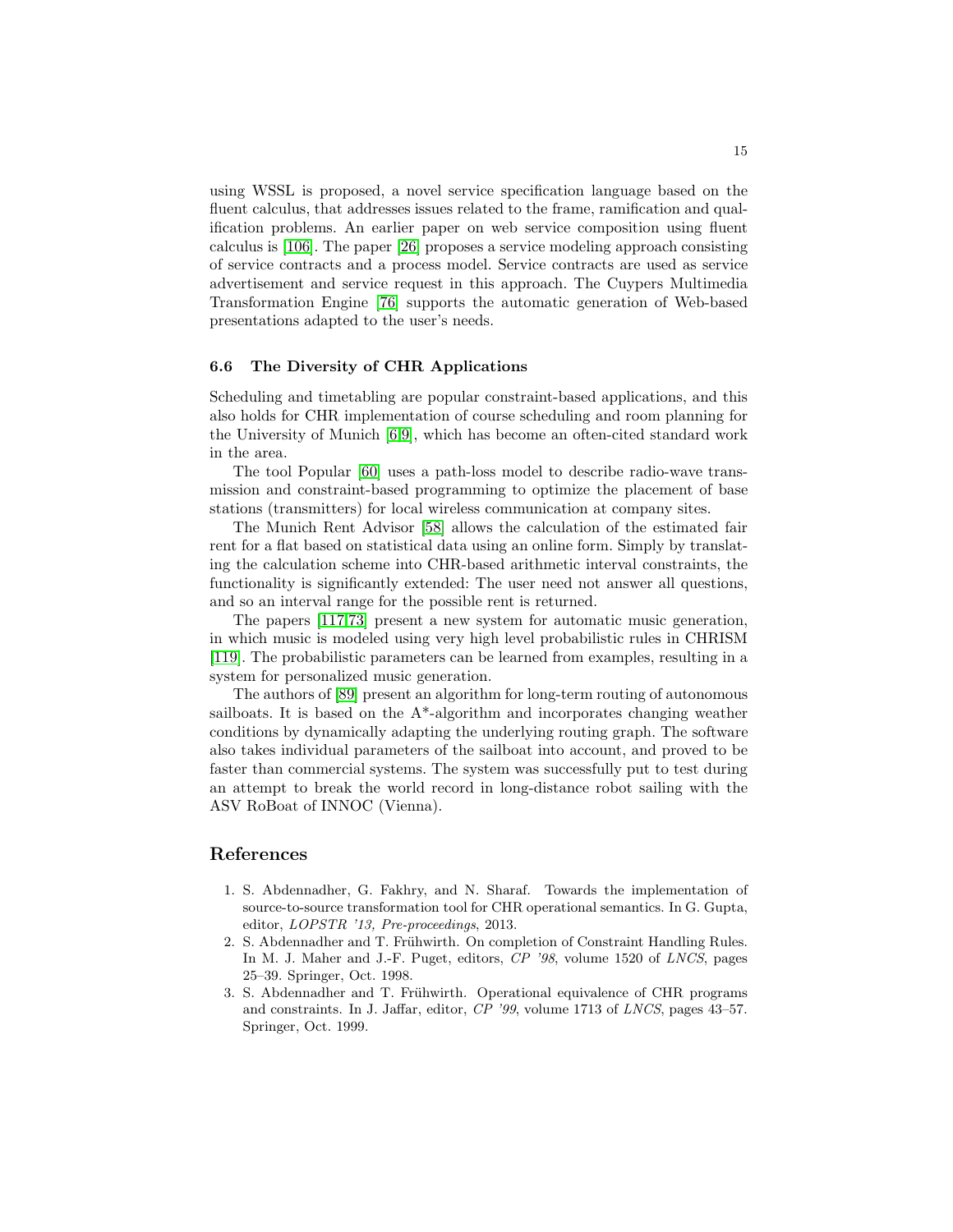using WSSL is proposed, a novel service specification language based on the fluent calculus, that addresses issues related to the frame, ramification and qualification problems. An earlier paper on web service composition using fluent calculus is [106]. The paper [26] proposes a service modeling approach consisting of service contracts and a process model. Service contracts are used as service advertisement and service request in this approach. The Cuypers Multimedia Transformation Engine [76] supports the automatic generation of Web-based presentations adapted to the user's needs.

### 6.6 The Diversity of CHR Applications

Scheduling and timetabling are popular constraint-based applications, and this also holds for CHR implementation of course scheduling and room planning for the University of Munich [6,9], which has become an often-cited standard work in the area.

The tool Popular [60] uses a path-loss model to describe radio-wave transmission and constraint-based programming to optimize the placement of base stations (transmitters) for local wireless communication at company sites.

The Munich Rent Advisor [58] allows the calculation of the estimated fair rent for a flat based on statistical data using an online form. Simply by translating the calculation scheme into CHR-based arithmetic interval constraints, the functionality is significantly extended: The user need not answer all questions, and so an interval range for the possible rent is returned.

The papers [117,73] present a new system for automatic music generation, in which music is modeled using very high level probabilistic rules in CHRISM [119]. The probabilistic parameters can be learned from examples, resulting in a system for personalized music generation.

The authors of [89] present an algorithm for long-term routing of autonomous sailboats. It is based on the A*-algorithm and incorporates changing weather conditions by dynamically adapting the underlying routing graph. The software also takes individual parameters of the sailboat into account, and proved to be faster than commercial systems. The system was successfully put to test during an attempt to break the world record in long-distance robot sailing with the ASV RoBoat of INNOC (Vienna).

## References

1. S. Abdennadher, G. Fakhry, and N. Sharaf. Towards the implementation of source-to-source transformation tool for CHR operational semantics. In G. Gupta, editor, *LOPSTR '13, Pre-proceedings*, 2013.
2. S. Abdennadher and T. Frühwirth. On completion of Constraint Handling Rules. In M. J. Maher and J.-F. Puget, editors, *CP '98*, volume 1520 of *LNCS*, pages 25–39. Springer, Oct. 1998.
3. S. Abdennadher and T. Frühwirth. Operational equivalence of CHR programs and constraints. In J. Jaffar, editor, *CP '99*, volume 1713 of *LNCS*, pages 43–57. Springer, Oct. 1999.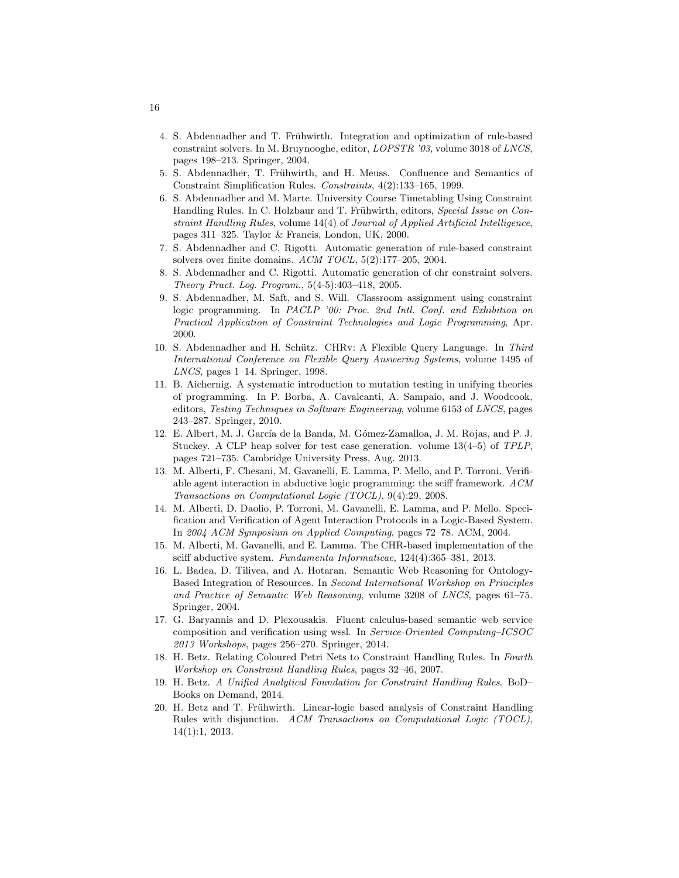4. S. Abdennadher and T. Frühwirth. Integration and optimization of rule-based constraint solvers. In M. Bruynooghe, editor, *LOPSTR '03*, volume 3018 of *LNCS*, pages 198–213. Springer, 2004.
5. S. Abdennadher, T. Frühwirth, and H. Meuss. Confluence and Semantics of Constraint Simplification Rules. *Constraints*, 4(2):133–165, 1999.
6. S. Abdennadher and M. Marte. University Course Timetabling Using Constraint Handling Rules. In C. Holzbaur and T. Frühwirth, editors, *Special Issue on Constraint Handling Rules*, volume 14(4) of *Journal of Applied Artificial Intelligence*, pages 311–325. Taylor & Francis, London, UK, 2000.
7. S. Abdennadher and C. Rigotti. Automatic generation of rule-based constraint solvers over finite domains. *ACM TOCL*, 5(2):177–205, 2004.
8. S. Abdennadher and C. Rigotti. Automatic generation of chr constraint solvers. *Theory Pract. Log. Program.*, 5(4-5):403–418, 2005.
9. S. Abdennadher, M. Saft, and S. Will. Classroom assignment using constraint logic programming. In *PACLP '00: Proc. 2nd Intl. Conf. and Exhibition on Practical Application of Constraint Technologies and Logic Programming*, Apr. 2000.
10. S. Abdennadher and H. Schütz. CHRv: A Flexible Query Language. In *Third International Conference on Flexible Query Answering Systems*, volume 1495 of *LNCS*, pages 1–14. Springer, 1998.
11. B. Aichernig. A systematic introduction to mutation testing in unifying theories of programming. In P. Borba, A. Cavalcanti, A. Sampaio, and J. Woodcook, editors, *Testing Techniques in Software Engineering*, volume 6153 of *LNCS*, pages 243–287. Springer, 2010.
12. E. Albert, M. J. García de la Banda, M. Gómez-Zamalloa, J. M. Rojas, and P. J. Stuckey. A CLP heap solver for test case generation. volume 13(4–5) of *TPLP*, pages 721–735. Cambridge University Press, Aug. 2013.
13. M. Alberti, F. Chesani, M. Gavanelli, E. Lamma, P. Mello, and P. Torroni. Verifiable agent interaction in abductive logic programming: the sciff framework. *ACM Transactions on Computational Logic (TOCL)*, 9(4):29, 2008.
14. M. Alberti, D. Daolio, P. Torroni, M. Gavanelli, E. Lamma, and P. Mello. Specification and Verification of Agent Interaction Protocols in a Logic-Based System. In *2004 ACM Symposium on Applied Computing*, pages 72–78. ACM, 2004.
15. M. Alberti, M. Gavanelli, and E. Lamma. The CHR-based implementation of the sciff abductive system. *Fundamenta Informaticae*, 124(4):365–381, 2013.
16. L. Badea, D. Tilivea, and A. Hotaran. Semantic Web Reasoning for Ontology-Based Integration of Resources. In *Second International Workshop on Principles and Practice of Semantic Web Reasoning*, volume 3208 of *LNCS*, pages 61–75. Springer, 2004.
17. G. Baryannis and D. Plexousakis. Fluent calculus-based semantic web service composition and verification using wssl. In *Service-Oriented Computing–ICSOC 2013 Workshops*, pages 256–270. Springer, 2014.
18. H. Betz. Relating Coloured Petri Nets to Constraint Handling Rules. In *Fourth Workshop on Constraint Handling Rules*, pages 32–46, 2007.
19. H. Betz. *A Unified Analytical Foundation for Constraint Handling Rules*. BoD–Books on Demand, 2014.
20. H. Betz and T. Frühwirth. Linear-logic based analysis of Constraint Handling Rules with disjunction. *ACM Transactions on Computational Logic (TOCL)*, 14(1):1, 2013.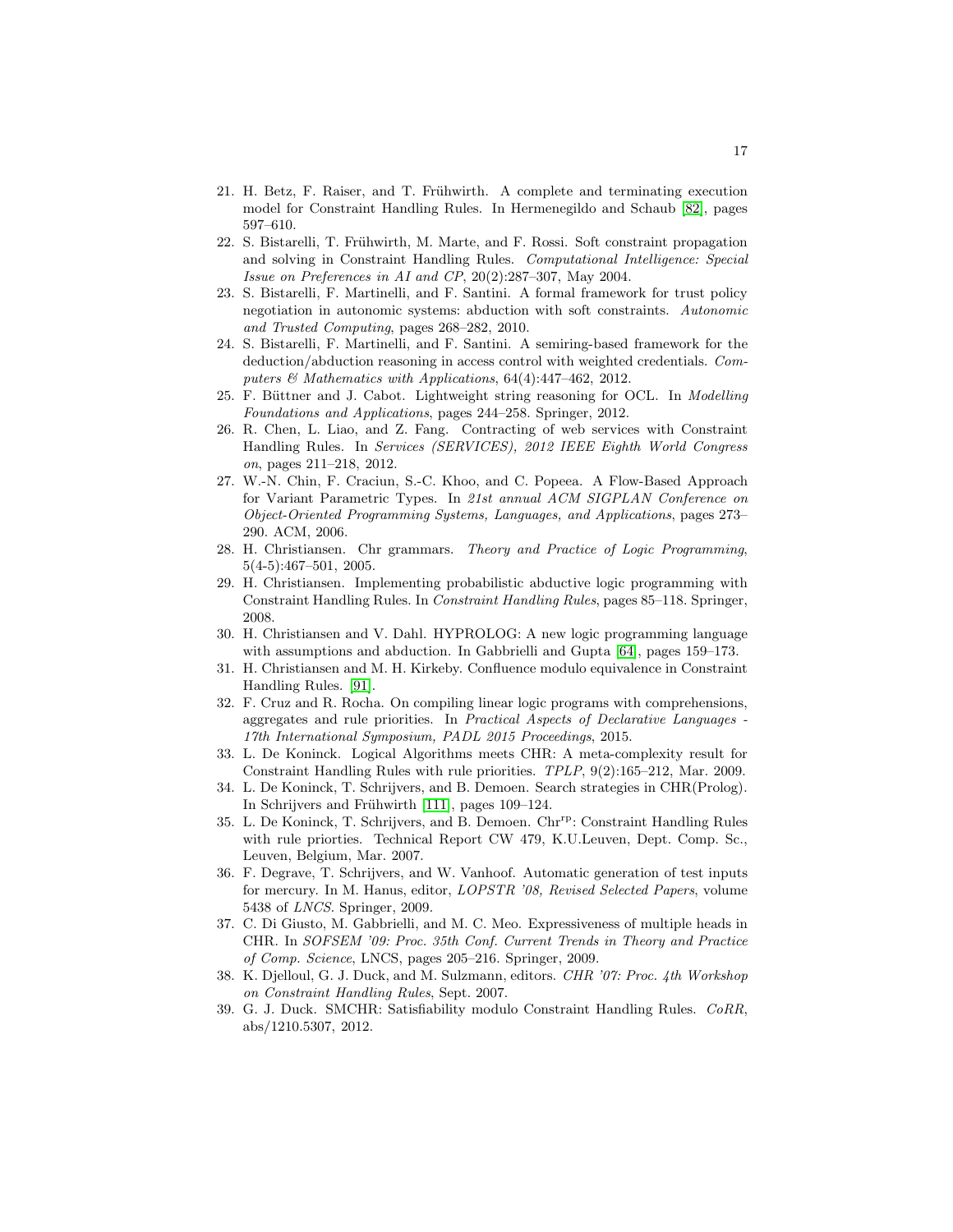21. H. Betz, F. Raiser, and T. Frühwirth. A complete and terminating execution model for Constraint Handling Rules. In Hermenegildo and Schaub [82], pages 597–610.
22. S. Bistarelli, T. Frühwirth, M. Marte, and F. Rossi. Soft constraint propagation and solving in Constraint Handling Rules. *Computational Intelligence: Special Issue on Preferences in AI and CP*, 20(2):287–307, May 2004.
23. S. Bistarelli, F. Martinelli, and F. Santini. A formal framework for trust policy negotiation in autonomic systems: abduction with soft constraints. *Autonomic and Trusted Computing*, pages 268–282, 2010.
24. S. Bistarelli, F. Martinelli, and F. Santini. A semiring-based framework for the deduction/abduction reasoning in access control with weighted credentials. *Computers & Mathematics with Applications*, 64(4):447–462, 2012.
25. F. Büttner and J. Cabot. Lightweight string reasoning for OCL. In *Modelling Foundations and Applications*, pages 244–258. Springer, 2012.
26. R. Chen, L. Liao, and Z. Fang. Contracting of web services with Constraint Handling Rules. In *Services (SERVICES), 2012 IEEE Eighth World Congress on*, pages 211–218, 2012.
27. W.-N. Chin, F. Craciun, S.-C. Khoo, and C. Popeea. A Flow-Based Approach for Variant Parametric Types. In *21st annual ACM SIGPLAN Conference on Object-Oriented Programming Systems, Languages, and Applications*, pages 273–290. ACM, 2006.
28. H. Christiansen. Chr grammars. *Theory and Practice of Logic Programming*, 5(4-5):467–501, 2005.
29. H. Christiansen. Implementing probabilistic abductive logic programming with Constraint Handling Rules. In *Constraint Handling Rules*, pages 85–118. Springer, 2008.
30. H. Christiansen and V. Dahl. HYPROLOG: A new logic programming language with assumptions and abduction. In Gabbrielli and Gupta [64], pages 159–173.
31. H. Christiansen and M. H. Kirkeby. Confluence modulo equivalence in Constraint Handling Rules. [91].
32. F. Cruz and R. Rocha. On compiling linear logic programs with comprehensions, aggregates and rule priorities. In *Practical Aspects of Declarative Languages - 17th International Symposium, PADL 2015 Proceedings*, 2015.
33. L. De Koninck. Logical Algorithms meets CHR: A meta-complexity result for Constraint Handling Rules with rule priorities. *TPLP*, 9(2):165–212, Mar. 2009.
34. L. De Koninck, T. Schrijvers, and B. Demoen. Search strategies in CHR(Prolog). In Schrijvers and Frühwirth [111], pages 109–124.
35. L. De Koninck, T. Schrijvers, and B. Demoen. Chr$^{\text{rp}}$: Constraint Handling Rules with rule priorties. Technical Report CW 479, K.U.Leuven, Dept. Comp. Sc., Leuven, Belgium, Mar. 2007.
36. F. Degrave, T. Schrijvers, and W. Vanhoof. Automatic generation of test inputs for mercury. In M. Hanus, editor, *LOPSTR '08, Revised Selected Papers*, volume 5438 of *LNCS*. Springer, 2009.
37. C. Di Giusto, M. Gabbrielli, and M. C. Meo. Expressiveness of multiple heads in CHR. In *SOFSEM '09: Proc. 35th Conf. Current Trends in Theory and Practice of Comp. Science*, LNCS, pages 205–216. Springer, 2009.
38. K. Djelloul, G. J. Duck, and M. Sulzmann, editors. *CHR '07: Proc. 4th Workshop on Constraint Handling Rules*, Sept. 2007.
39. G. J. Duck. SMCHR: Satisfiability modulo Constraint Handling Rules. *CoRR*, abs/1210.5307, 2012.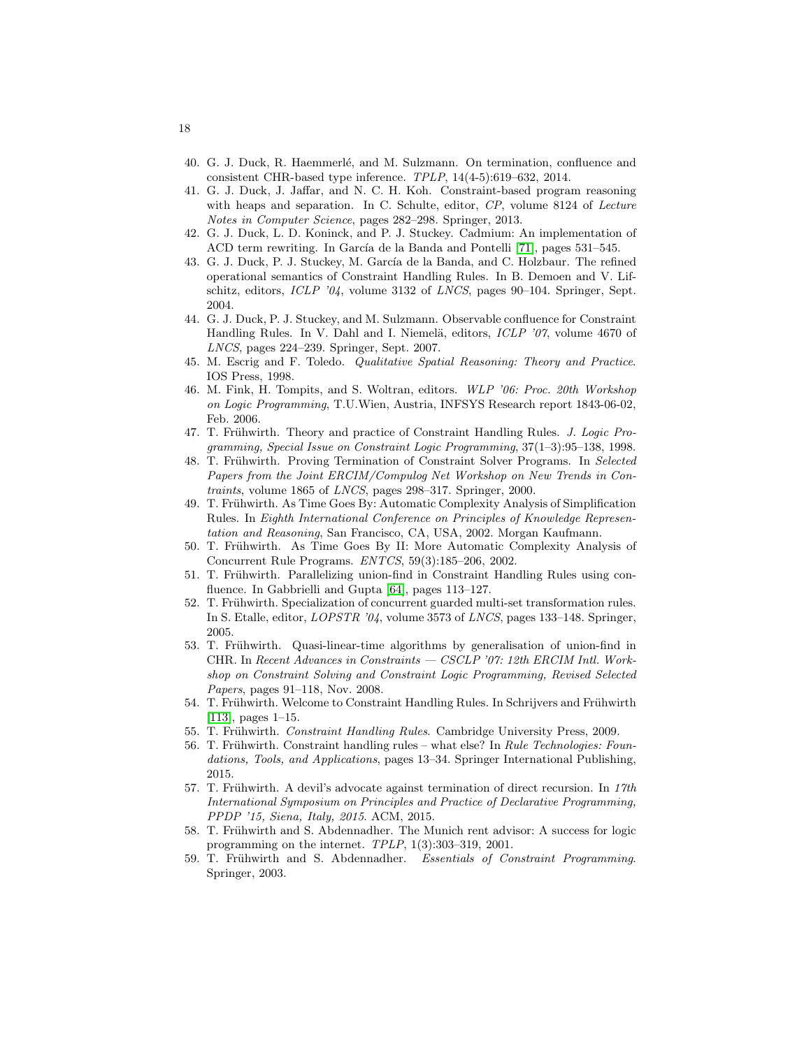40. G. J. Duck, R. Haemmerlé, and M. Sulzmann. On termination, confluence and consistent CHR-based type inference. *TPLP*, 14(4-5):619–632, 2014.
41. G. J. Duck, J. Jaffar, and N. C. H. Koh. Constraint-based program reasoning with heaps and separation. In C. Schulte, editor, *CP*, volume 8124 of *Lecture Notes in Computer Science*, pages 282–298. Springer, 2013.
42. G. J. Duck, L. D. Koninck, and P. J. Stuckey. Cadmium: An implementation of ACD term rewriting. In García de la Banda and Pontelli [71], pages 531–545.
43. G. J. Duck, P. J. Stuckey, M. García de la Banda, and C. Holzbaur. The refined operational semantics of Constraint Handling Rules. In B. Demoen and V. Lifschitz, editors, *ICLP '04*, volume 3132 of *LNCS*, pages 90–104. Springer, Sept. 2004.
44. G. J. Duck, P. J. Stuckey, and M. Sulzmann. Observable confluence for Constraint Handling Rules. In V. Dahl and I. Niemelä, editors, *ICLP '07*, volume 4670 of *LNCS*, pages 224–239. Springer, Sept. 2007.
45. M. Escrig and F. Toledo. *Qualitative Spatial Reasoning: Theory and Practice*. IOS Press, 1998.
46. M. Fink, H. Tompits, and S. Woltran, editors. *WLP '06: Proc. 20th Workshop on Logic Programming*, T.U.Wien, Austria, INFSYS Research report 1843-06-02, Feb. 2006.
47. T. Frühwirth. Theory and practice of Constraint Handling Rules. *J. Logic Programming, Special Issue on Constraint Logic Programming*, 37(1–3):95–138, 1998.
48. T. Frühwirth. Proving Termination of Constraint Solver Programs. In *Selected Papers from the Joint ERCIM/Compulog Net Workshop on New Trends in Contraints*, volume 1865 of *LNCS*, pages 298–317. Springer, 2000.
49. T. Frühwirth. As Time Goes By: Automatic Complexity Analysis of Simplification Rules. In *Eighth International Conference on Principles of Knowledge Representation and Reasoning*, San Francisco, CA, USA, 2002. Morgan Kaufmann.
50. T. Frühwirth. As Time Goes By II: More Automatic Complexity Analysis of Concurrent Rule Programs. *ENTCS*, 59(3):185–206, 2002.
51. T. Frühwirth. Parallelizing union-find in Constraint Handling Rules using confluence. In Gabbrielli and Gupta [64], pages 113–127.
52. T. Frühwirth. Specialization of concurrent guarded multi-set transformation rules. In S. Etalle, editor, *LOPSTR '04*, volume 3573 of *LNCS*, pages 133–148. Springer, 2005.
53. T. Frühwirth. Quasi-linear-time algorithms by generalisation of union-find in CHR. In *Recent Advances in Constraints — CSCLP '07: 12th ERCIM Intl. Workshop on Constraint Solving and Constraint Logic Programming, Revised Selected Papers*, pages 91–118, Nov. 2008.
54. T. Frühwirth. Welcome to Constraint Handling Rules. In Schrijvers and Frühwirth [113], pages 1–15.
55. T. Frühwirth. *Constraint Handling Rules*. Cambridge University Press, 2009.
56. T. Frühwirth. Constraint handling rules – what else? In *Rule Technologies: Foundations, Tools, and Applications*, pages 13–34. Springer International Publishing, 2015.
57. T. Frühwirth. A devil's advocate against termination of direct recursion. In *17th International Symposium on Principles and Practice of Declarative Programming, PPDP '15, Siena, Italy, 2015*. ACM, 2015.
58. T. Frühwirth and S. Abdennadher. The Munich rent advisor: A success for logic programming on the internet. *TPLP*, 1(3):303–319, 2001.
59. T. Frühwirth and S. Abdennadher. *Essentials of Constraint Programming*. Springer, 2003.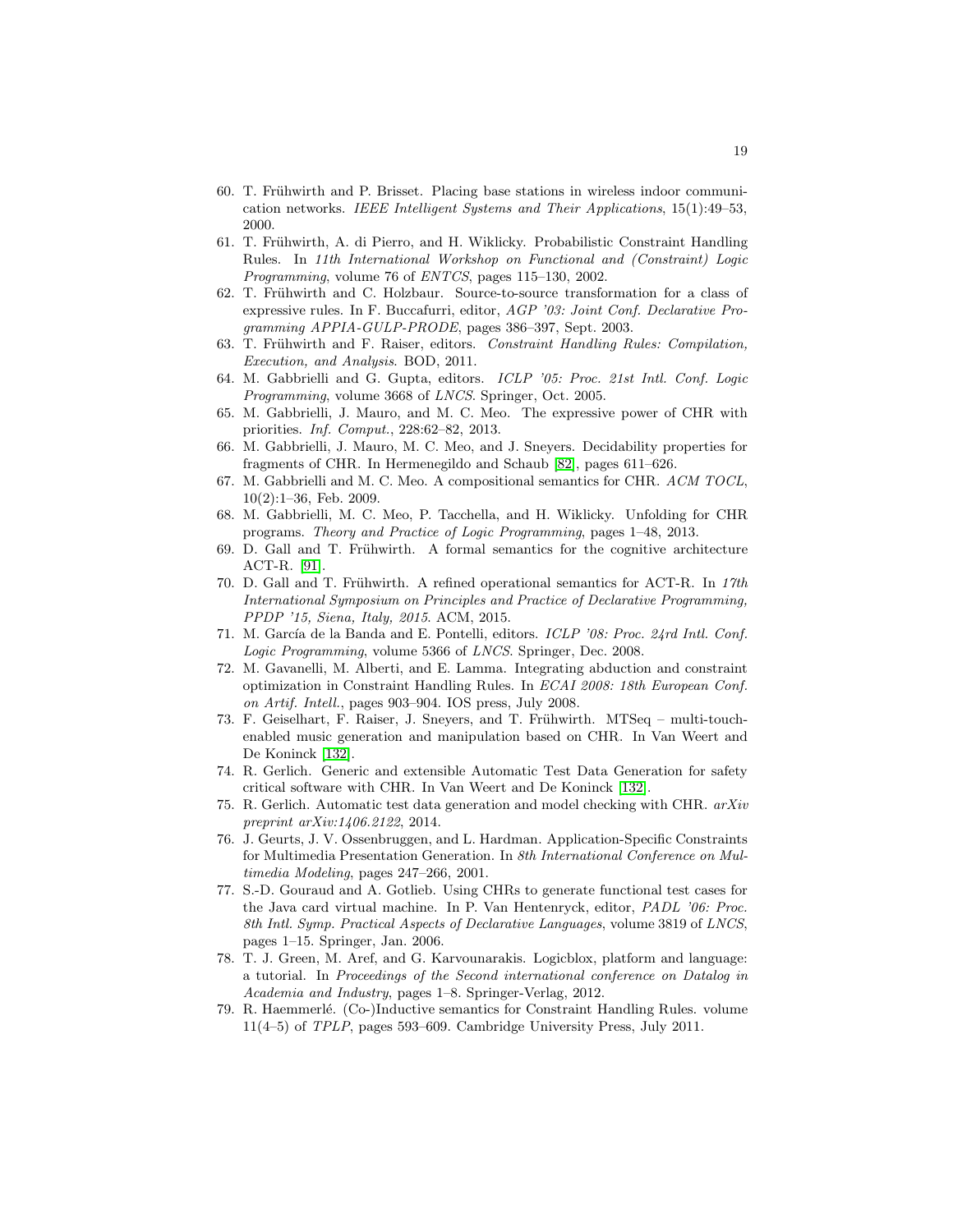60. T. Frühwirth and P. Brisset. Placing base stations in wireless indoor communication networks. *IEEE Intelligent Systems and Their Applications*, 15(1):49–53, 2000.
61. T. Frühwirth, A. di Pierro, and H. Wiklicky. Probabilistic Constraint Handling Rules. In *11th International Workshop on Functional and (Constraint) Logic Programming*, volume 76 of *ENTCS*, pages 115–130, 2002.
62. T. Frühwirth and C. Holzbaur. Source-to-source transformation for a class of expressive rules. In F. Buccafurri, editor, *AGP '03: Joint Conf. Declarative Programming APPIA-GULP-PRODE*, pages 386–397, Sept. 2003.
63. T. Frühwirth and F. Raiser, editors. *Constraint Handling Rules: Compilation, Execution, and Analysis*. BOD, 2011.
64. M. Gabbrielli and G. Gupta, editors. *ICLP '05: Proc. 21st Intl. Conf. Logic Programming*, volume 3668 of *LNCS*. Springer, Oct. 2005.
65. M. Gabbrielli, J. Mauro, and M. C. Meo. The expressive power of CHR with priorities. *Inf. Comput.*, 228:62–82, 2013.
66. M. Gabbrielli, J. Mauro, M. C. Meo, and J. Sneyers. Decidability properties for fragments of CHR. In Hermenegildo and Schaub [82], pages 611–626.
67. M. Gabbrielli and M. C. Meo. A compositional semantics for CHR. *ACM TOCL*, 10(2):1–36, Feb. 2009.
68. M. Gabbrielli, M. C. Meo, P. Tacchella, and H. Wiklicky. Unfolding for CHR programs. *Theory and Practice of Logic Programming*, pages 1–48, 2013.
69. D. Gall and T. Frühwirth. A formal semantics for the cognitive architecture ACT-R. [91].
70. D. Gall and T. Frühwirth. A refined operational semantics for ACT-R. In *17th International Symposium on Principles and Practice of Declarative Programming, PPDP '15, Siena, Italy, 2015*. ACM, 2015.
71. M. García de la Banda and E. Pontelli, editors. *ICLP '08: Proc. 24rd Intl. Conf. Logic Programming*, volume 5366 of *LNCS*. Springer, Dec. 2008.
72. M. Gavanelli, M. Alberti, and E. Lamma. Integrating abduction and constraint optimization in Constraint Handling Rules. In *ECAI 2008: 18th European Conf. on Artif. Intell.*, pages 903–904. IOS press, July 2008.
73. F. Geiselhart, F. Raiser, J. Sneyers, and T. Frühwirth. MTSeq – multi-touch-enabled music generation and manipulation based on CHR. In Van Weert and De Koninck [132].
74. R. Gerlich. Generic and extensible Automatic Test Data Generation for safety critical software with CHR. In Van Weert and De Koninck [132].
75. R. Gerlich. Automatic test data generation and model checking with CHR. *arXiv preprint arXiv:1406.2122*, 2014.
76. J. Geurts, J. V. Ossenbruggen, and L. Hardman. Application-Specific Constraints for Multimedia Presentation Generation. In *8th International Conference on Multimedia Modeling*, pages 247–266, 2001.
77. S.-D. Gouraud and A. Gotlieb. Using CHRs to generate functional test cases for the Java card virtual machine. In P. Van Hentenryck, editor, *PADL '06: Proc. 8th Intl. Symp. Practical Aspects of Declarative Languages*, volume 3819 of *LNCS*, pages 1–15. Springer, Jan. 2006.
78. T. J. Green, M. Aref, and G. Karvounarakis. Logicblox, platform and language: a tutorial. In *Proceedings of the Second international conference on Datalog in Academia and Industry*, pages 1–8. Springer-Verlag, 2012.
79. R. Haemmerlé. (Co-)Inductive semantics for Constraint Handling Rules. volume 11(4–5) of *TPLP*, pages 593–609. Cambridge University Press, July 2011.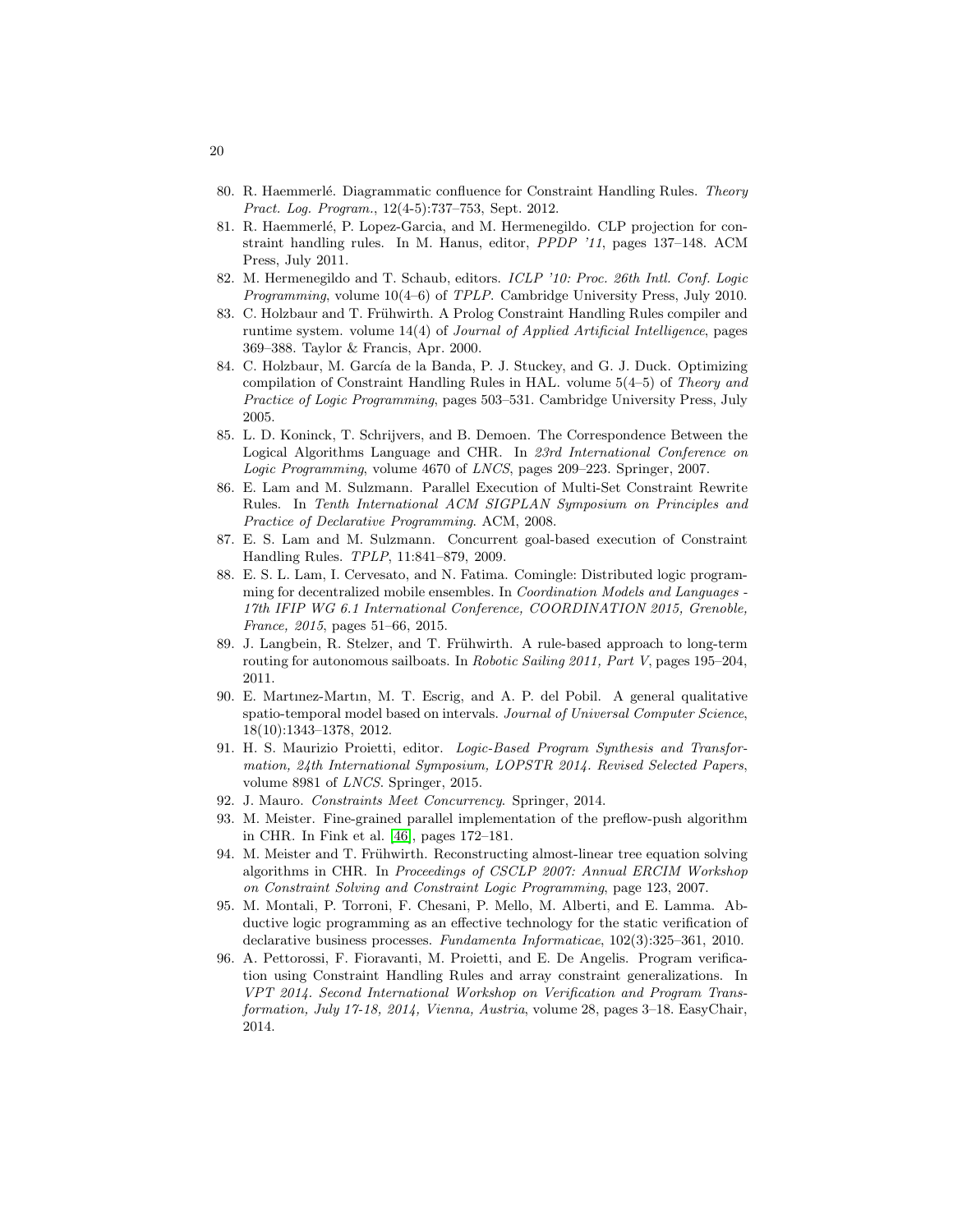80. R. Haemmerlé. Diagrammatic confluence for Constraint Handling Rules. *Theory Pract. Log. Program.*, 12(4-5):737–753, Sept. 2012.
81. R. Haemmerlé, P. Lopez-Garcia, and M. Hermenegildo. CLP projection for constraint handling rules. In M. Hanus, editor, *PPDP '11*, pages 137–148. ACM Press, July 2011.
82. M. Hermenegildo and T. Schaub, editors. *ICLP '10: Proc. 26th Intl. Conf. Logic Programming*, volume 10(4–6) of *TPLP*. Cambridge University Press, July 2010.
83. C. Holzbaur and T. Frühwirth. A Prolog Constraint Handling Rules compiler and runtime system. volume 14(4) of *Journal of Applied Artificial Intelligence*, pages 369–388. Taylor & Francis, Apr. 2000.
84. C. Holzbaur, M. García de la Banda, P. J. Stuckey, and G. J. Duck. Optimizing compilation of Constraint Handling Rules in HAL. volume 5(4–5) of *Theory and Practice of Logic Programming*, pages 503–531. Cambridge University Press, July 2005.
85. L. D. Koninck, T. Schrijvers, and B. Demoen. The Correspondence Between the Logical Algorithms Language and CHR. In *23rd International Conference on Logic Programming*, volume 4670 of *LNCS*, pages 209–223. Springer, 2007.
86. E. Lam and M. Sulzmann. Parallel Execution of Multi-Set Constraint Rewrite Rules. In *Tenth International ACM SIGPLAN Symposium on Principles and Practice of Declarative Programming*. ACM, 2008.
87. E. S. Lam and M. Sulzmann. Concurrent goal-based execution of Constraint Handling Rules. *TPLP*, 11:841–879, 2009.
88. E. S. L. Lam, I. Cervesato, and N. Fatima. Comingle: Distributed logic programming for decentralized mobile ensembles. In *Coordination Models and Languages - 17th IFIP WG 6.1 International Conference, COORDINATION 2015, Grenoble, France, 2015*, pages 51–66, 2015.
89. J. Langbein, R. Stelzer, and T. Frühwirth. A rule-based approach to long-term routing for autonomous sailboats. In *Robotic Sailing 2011, Part V*, pages 195–204, 2011.
90. E. Martınez-Martın, M. T. Escrig, and A. P. del Pobil. A general qualitative spatio-temporal model based on intervals. *Journal of Universal Computer Science*, 18(10):1343–1378, 2012.
91. H. S. Maurizio Proietti, editor. *Logic-Based Program Synthesis and Transformation, 24th International Symposium, LOPSTR 2014. Revised Selected Papers*, volume 8981 of *LNCS*. Springer, 2015.
92. J. Mauro. *Constraints Meet Concurrency*. Springer, 2014.
93. M. Meister. Fine-grained parallel implementation of the preflow-push algorithm in CHR. In Fink et al. [46], pages 172–181.
94. M. Meister and T. Frühwirth. Reconstructing almost-linear tree equation solving algorithms in CHR. In *Proceedings of CSCLP 2007: Annual ERCIM Workshop on Constraint Solving and Constraint Logic Programming*, page 123, 2007.
95. M. Montali, P. Torroni, F. Chesani, P. Mello, M. Alberti, and E. Lamma. Abductive logic programming as an effective technology for the static verification of declarative business processes. *Fundamenta Informaticae*, 102(3):325–361, 2010.
96. A. Pettorossi, F. Fioravanti, M. Proietti, and E. De Angelis. Program verification using Constraint Handling Rules and array constraint generalizations. In *VPT 2014. Second International Workshop on Verification and Program Transformation, July 17-18, 2014, Vienna, Austria*, volume 28, pages 3–18. EasyChair, 2014.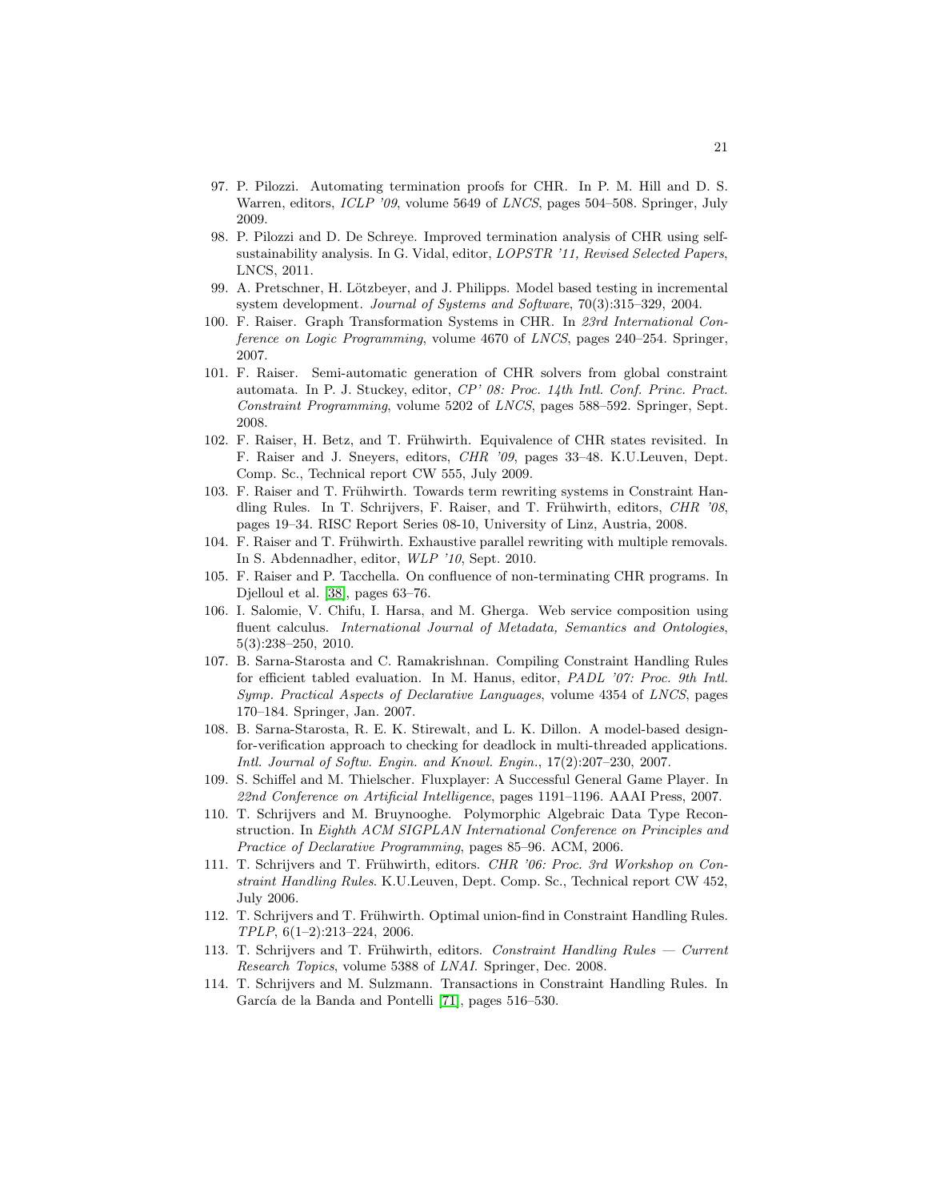97. P. Pilozzi. Automating termination proofs for CHR. In P. M. Hill and D. S. Warren, editors, *ICLP '09*, volume 5649 of *LNCS*, pages 504–508. Springer, July 2009.
98. P. Pilozzi and D. De Schreye. Improved termination analysis of CHR using self-sustainability analysis. In G. Vidal, editor, *LOPSTR '11, Revised Selected Papers*, LNCS, 2011.
99. A. Pretschner, H. Lötzbeyer, and J. Philipps. Model based testing in incremental system development. *Journal of Systems and Software*, 70(3):315–329, 2004.
100. F. Raiser. Graph Transformation Systems in CHR. In *23rd International Conference on Logic Programming*, volume 4670 of *LNCS*, pages 240–254. Springer, 2007.
101. F. Raiser. Semi-automatic generation of CHR solvers from global constraint automata. In P. J. Stuckey, editor, *CP' 08: Proc. 14th Intl. Conf. Princ. Pract. Constraint Programming*, volume 5202 of *LNCS*, pages 588–592. Springer, Sept. 2008.
102. F. Raiser, H. Betz, and T. Frühwirth. Equivalence of CHR states revisited. In F. Raiser and J. Sneyers, editors, *CHR '09*, pages 33–48. K.U.Leuven, Dept. Comp. Sc., Technical report CW 555, July 2009.
103. F. Raiser and T. Frühwirth. Towards term rewriting systems in Constraint Handling Rules. In T. Schrijvers, F. Raiser, and T. Frühwirth, editors, *CHR '08*, pages 19–34. RISC Report Series 08-10, University of Linz, Austria, 2008.
104. F. Raiser and T. Frühwirth. Exhaustive parallel rewriting with multiple removals. In S. Abdennadher, editor, *WLP '10*, Sept. 2010.
105. F. Raiser and P. Tacchella. On confluence of non-terminating CHR programs. In Djelloul et al. [38], pages 63–76.
106. I. Salomie, V. Chifu, I. Harsa, and M. Gherga. Web service composition using fluent calculus. *International Journal of Metadata, Semantics and Ontologies*, 5(3):238–250, 2010.
107. B. Sarna-Starosta and C. Ramakrishnan. Compiling Constraint Handling Rules for efficient tabled evaluation. In M. Hanus, editor, *PADL '07: Proc. 9th Intl. Symp. Practical Aspects of Declarative Languages*, volume 4354 of *LNCS*, pages 170–184. Springer, Jan. 2007.
108. B. Sarna-Starosta, R. E. K. Stirewalt, and L. K. Dillon. A model-based design-for-verification approach to checking for deadlock in multi-threaded applications. *Intl. Journal of Softw. Engin. and Knowl. Engin.*, 17(2):207–230, 2007.
109. S. Schiffel and M. Thielscher. Fluxplayer: A Successful General Game Player. In *22nd Conference on Artificial Intelligence*, pages 1191–1196. AAAI Press, 2007.
110. T. Schrijvers and M. Bruynooghe. Polymorphic Algebraic Data Type Reconstruction. In *Eighth ACM SIGPLAN International Conference on Principles and Practice of Declarative Programming*, pages 85–96. ACM, 2006.
111. T. Schrijvers and T. Frühwirth, editors. *CHR '06: Proc. 3rd Workshop on Constraint Handling Rules*. K.U.Leuven, Dept. Comp. Sc., Technical report CW 452, July 2006.
112. T. Schrijvers and T. Frühwirth. Optimal union-find in Constraint Handling Rules. *TPLP*, 6(1–2):213–224, 2006.
113. T. Schrijvers and T. Frühwirth, editors. *Constraint Handling Rules — Current Research Topics*, volume 5388 of *LNAI*. Springer, Dec. 2008.
114. T. Schrijvers and M. Sulzmann. Transactions in Constraint Handling Rules. In García de la Banda and Pontelli [71], pages 516–530.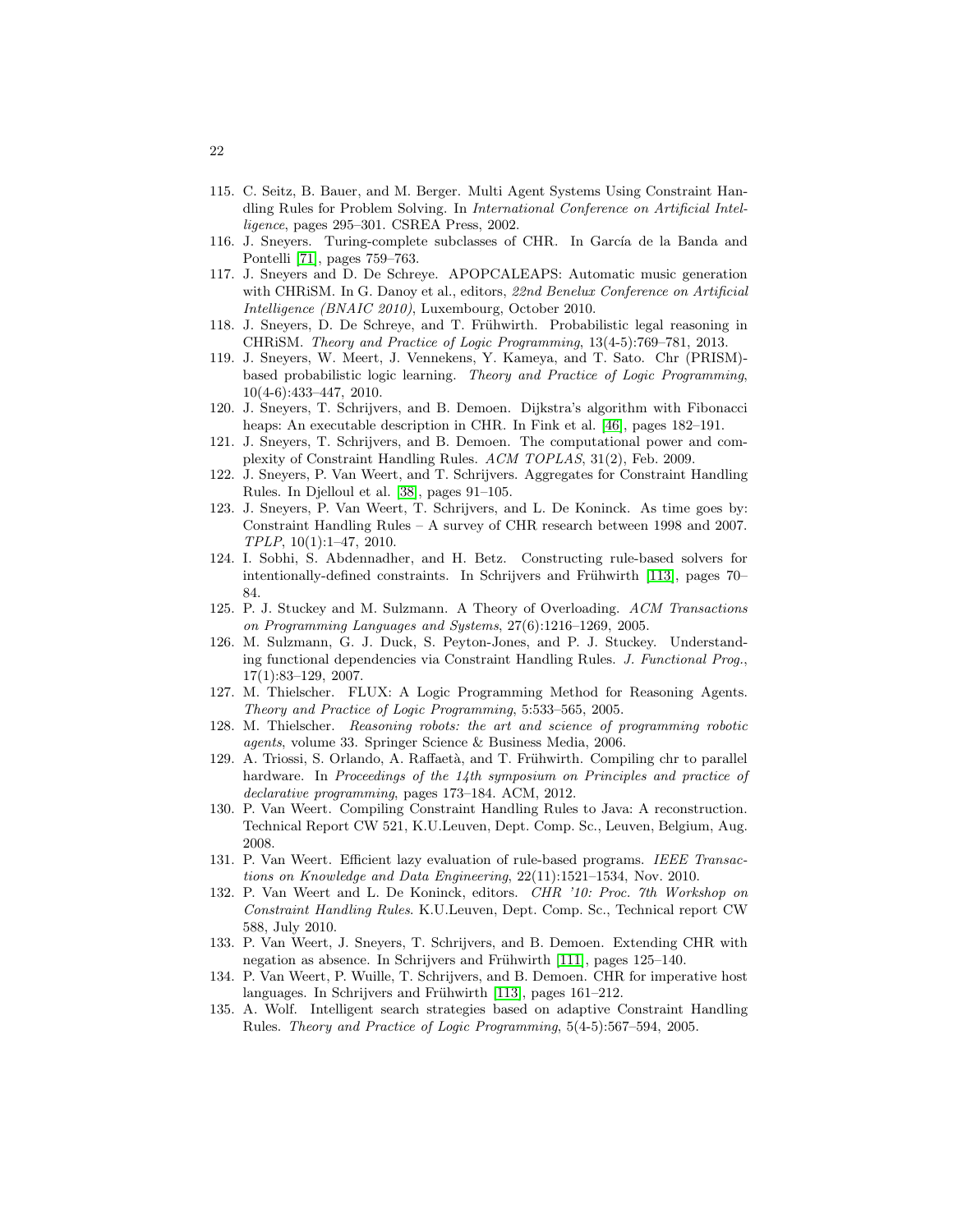115. C. Seitz, B. Bauer, and M. Berger. Multi Agent Systems Using Constraint Handling Rules for Problem Solving. In *International Conference on Artificial Intelligence*, pages 295–301. CSREA Press, 2002.
116. J. Sneyers. Turing-complete subclasses of CHR. In García de la Banda and Pontelli [71], pages 759–763.
117. J. Sneyers and D. De Schreye. APOPCALEAPS: Automatic music generation with CHRiSM. In G. Danoy et al., editors, *22nd Benelux Conference on Artificial Intelligence (BNAIC 2010)*, Luxembourg, October 2010.
118. J. Sneyers, D. De Schreye, and T. Frühwirth. Probabilistic legal reasoning in CHRiSM. *Theory and Practice of Logic Programming*, 13(4-5):769–781, 2013.
119. J. Sneyers, W. Meert, J. Vennekens, Y. Kameya, and T. Sato. Chr (PRISM)-based probabilistic logic learning. *Theory and Practice of Logic Programming*, 10(4-6):433–447, 2010.
120. J. Sneyers, T. Schrijvers, and B. Demoen. Dijkstra's algorithm with Fibonacci heaps: An executable description in CHR. In Fink et al. [46], pages 182–191.
121. J. Sneyers, T. Schrijvers, and B. Demoen. The computational power and complexity of Constraint Handling Rules. *ACM TOPLAS*, 31(2), Feb. 2009.
122. J. Sneyers, P. Van Weert, and T. Schrijvers. Aggregates for Constraint Handling Rules. In Djelloul et al. [38], pages 91–105.
123. J. Sneyers, P. Van Weert, T. Schrijvers, and L. De Koninck. As time goes by: Constraint Handling Rules – A survey of CHR research between 1998 and 2007. *TPLP*, 10(1):1–47, 2010.
124. I. Sobhi, S. Abdennadher, and H. Betz. Constructing rule-based solvers for intentionally-defined constraints. In Schrijvers and Frühwirth [113], pages 70–84.
125. P. J. Stuckey and M. Sulzmann. A Theory of Overloading. *ACM Transactions on Programming Languages and Systems*, 27(6):1216–1269, 2005.
126. M. Sulzmann, G. J. Duck, S. Peyton-Jones, and P. J. Stuckey. Understanding functional dependencies via Constraint Handling Rules. *J. Functional Prog.*, 17(1):83–129, 2007.
127. M. Thielscher. FLUX: A Logic Programming Method for Reasoning Agents. *Theory and Practice of Logic Programming*, 5:533–565, 2005.
128. M. Thielscher. *Reasoning robots: the art and science of programming robotic agents*, volume 33. Springer Science & Business Media, 2006.
129. A. Triossi, S. Orlando, A. Raffaetà, and T. Frühwirth. Compiling chr to parallel hardware. In *Proceedings of the 14th symposium on Principles and practice of declarative programming*, pages 173–184. ACM, 2012.
130. P. Van Weert. Compiling Constraint Handling Rules to Java: A reconstruction. Technical Report CW 521, K.U.Leuven, Dept. Comp. Sc., Leuven, Belgium, Aug. 2008.
131. P. Van Weert. Efficient lazy evaluation of rule-based programs. *IEEE Transactions on Knowledge and Data Engineering*, 22(11):1521–1534, Nov. 2010.
132. P. Van Weert and L. De Koninck, editors. *CHR '10: Proc. 7th Workshop on Constraint Handling Rules*. K.U.Leuven, Dept. Comp. Sc., Technical report CW 588, July 2010.
133. P. Van Weert, J. Sneyers, T. Schrijvers, and B. Demoen. Extending CHR with negation as absence. In Schrijvers and Frühwirth [111], pages 125–140.
134. P. Van Weert, P. Wuille, T. Schrijvers, and B. Demoen. CHR for imperative host languages. In Schrijvers and Frühwirth [113], pages 161–212.
135. A. Wolf. Intelligent search strategies based on adaptive Constraint Handling Rules. *Theory and Practice of Logic Programming*, 5(4-5):567–594, 2005.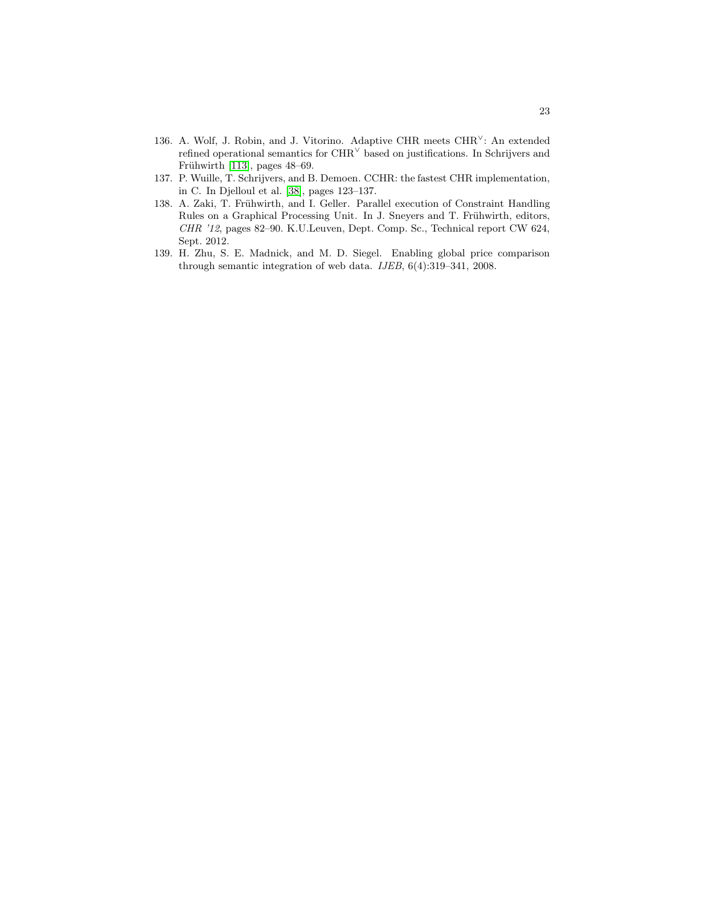136. A. Wolf, J. Robin, and J. Vitorino. Adaptive CHR meets CHR$^{\vee}$: An extended refined operational semantics for CHR$^{\vee}$ based on justifications. In Schrijvers and Frühwirth [113], pages 48–69.
137. P. Wuille, T. Schrijvers, and B. Demoen. CCHR: the fastest CHR implementation, in C. In Djelloul et al. [38], pages 123–137.
138. A. Zaki, T. Frühwirth, and I. Geller. Parallel execution of Constraint Handling Rules on a Graphical Processing Unit. In J. Sneyers and T. Frühwirth, editors, *CHR '12*, pages 82–90. K.U.Leuven, Dept. Comp. Sc., Technical report CW 624, Sept. 2012.
139. H. Zhu, S. E. Madnick, and M. D. Siegel. Enabling global price comparison through semantic integration of web data. *IJEB*, 6(4):319–341, 2008.